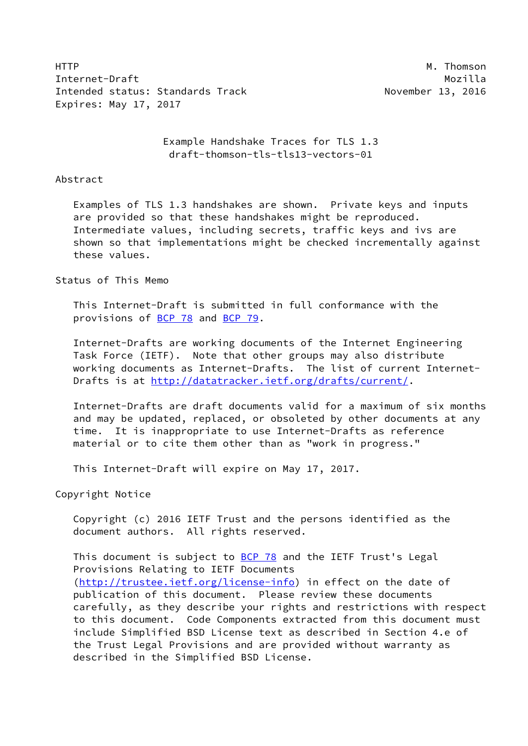HTTP M. Thomson
Internet-Draft Mozilla
Intended status: Standards Track November 13, 2016
Expires: May 17, 2017

# Example Handshake Traces for TLS 1.3
draft-thomson-tls-tls13-vectors-01

## Abstract

Examples of TLS 1.3 handshakes are shown. Private keys and inputs are provided so that these handshakes might be reproduced. Intermediate values, including secrets, traffic keys and ivs are shown so that implementations might be checked incrementally against these values.

## Status of This Memo

This Internet-Draft is submitted in full conformance with the provisions of BCP 78 and BCP 79.

Internet-Drafts are working documents of the Internet Engineering Task Force (IETF). Note that other groups may also distribute working documents as Internet-Drafts. The list of current Internet-Drafts is at http://datatracker.ietf.org/drafts/current/.

Internet-Drafts are draft documents valid for a maximum of six months and may be updated, replaced, or obsoleted by other documents at any time. It is inappropriate to use Internet-Drafts as reference material or to cite them other than as "work in progress."

This Internet-Draft will expire on May 17, 2017.

## Copyright Notice

Copyright (c) 2016 IETF Trust and the persons identified as the document authors. All rights reserved.

This document is subject to BCP 78 and the IETF Trust's Legal Provisions Relating to IETF Documents (http://trustee.ietf.org/license-info) in effect on the date of publication of this document. Please review these documents carefully, as they describe your rights and restrictions with respect to this document. Code Components extracted from this document must include Simplified BSD License text as described in Section 4.e of the Trust Legal Provisions and are provided without warranty as described in the Simplified BSD License.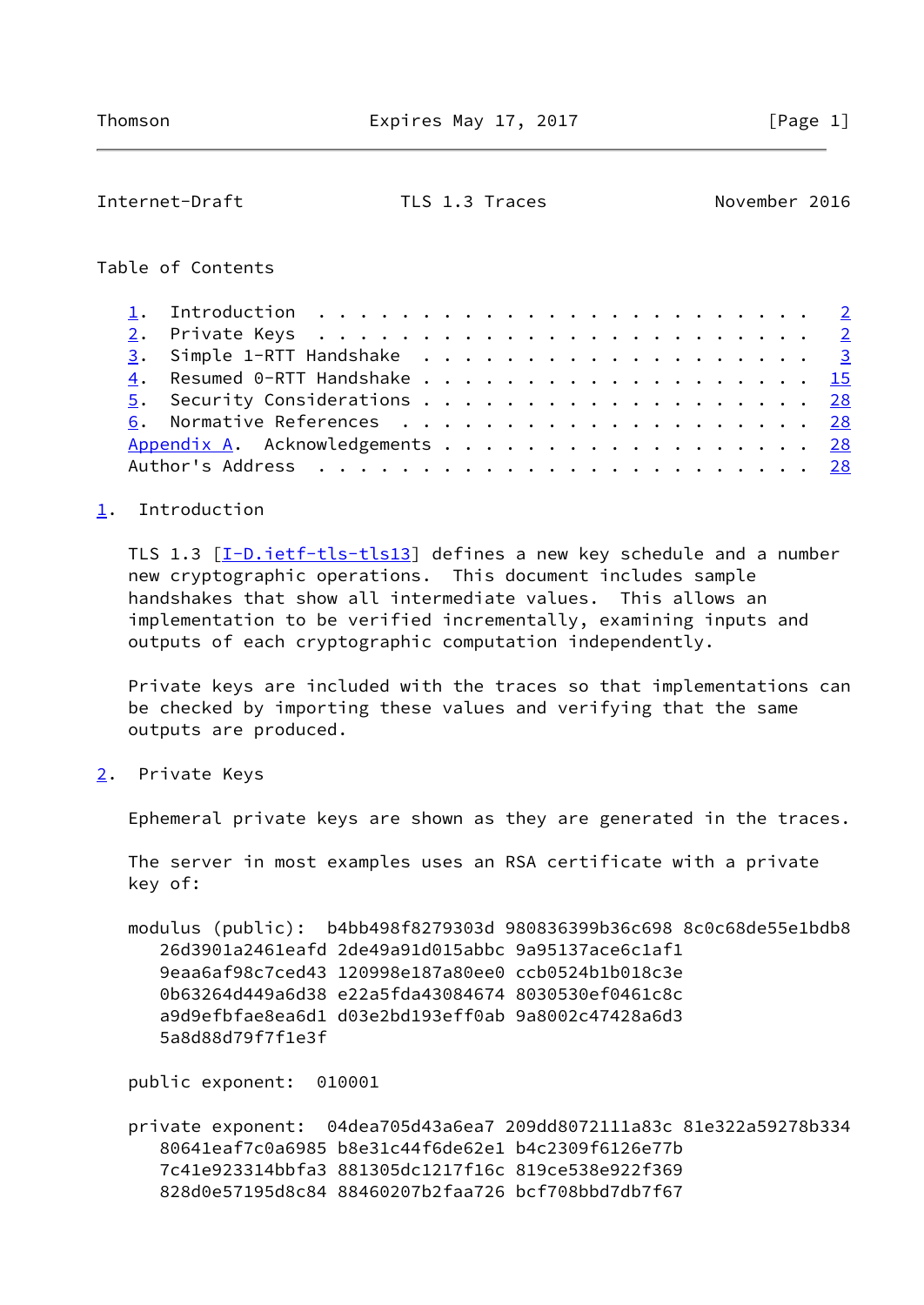Table of Contents

- 1. Introduction . . . . . . . . . . . . . . . . . . . . . . . . 2
- 2. Private Keys . . . . . . . . . . . . . . . . . . . . . . . . 2
- 3. Simple 1-RTT Handshake . . . . . . . . . . . . . . . . . . . 3
- 4. Resumed 0-RTT Handshake . . . . . . . . . . . . . . . . . . . 15
- 5. Security Considerations . . . . . . . . . . . . . . . . . . . 28
- 6. Normative References . . . . . . . . . . . . . . . . . . . . 28
- Appendix A. Acknowledgements . . . . . . . . . . . . . . . . . . 28
- Author's Address . . . . . . . . . . . . . . . . . . . . . . . . 28

## 1. Introduction

TLS 1.3 [I-D.ietf-tls-tls13] defines a new key schedule and a number new cryptographic operations. This document includes sample handshakes that show all intermediate values. This allows an implementation to be verified incrementally, examining inputs and outputs of each cryptographic computation independently.

Private keys are included with the traces so that implementations can be checked by importing these values and verifying that the same outputs are produced.

## 2. Private Keys

Ephemeral private keys are shown as they are generated in the traces.

The server in most examples uses an RSA certificate with a private key of:

```
modulus (public):  b4bb498f8279303d 980836399b36c698 8c0c68de55e1bdb8
   26d3901a2461eafd 2de49a91d015abbc 9a95137ace6c1af1
   9eaa6af98c7ced43 120998e187a80ee0 ccb0524b1b018c3e
   0b63264d449a6d38 e22a5fda43084674 8030530ef0461c8c
   a9d9efbfae8ea6d1 d03e2bd193eff0ab 9a8002c47428a6d3
   5a8d88d79f7f1e3f

public exponent:  010001

private exponent:  04dea705d43a6ea7 209dd8072111a83c 81e322a59278b334
   80641eaf7c0a6985 b8e31c44f6de62e1 b4c2309f6126e77b
   7c41e923314bbfa3 881305dc1217f16c 819ce538e922f369
   828d0e57195d8c84 88460207b2faa726 bcf708bbd7db7f67
```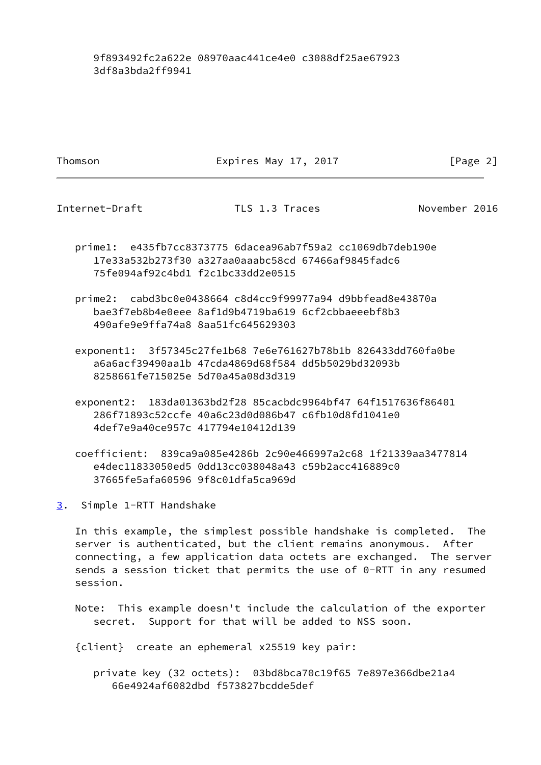```
      9f893492fc2a622e 08970aac441ce4e0 c3088df25ae67923
      3df8a3bda2ff9941
```

```
   prime1:  e435fb7cc8373775 6dacea96ab7f59a2 cc1069db7deb190e
      17e33a532b273f30 a327aa0aaabc58cd 67466af9845fadc6
      75fe094af92c4bd1 f2c1bc33dd2e0515

   prime2:  cabd3bc0e0438664 c8d4cc9f99977a94 d9bbfead8e43870a
      bae3f7eb8b4e0eee 8af1d9b4719ba619 6cf2cbbaeeebf8b3
      490afe9e9ffa74a8 8aa51fc645629303

   exponent1:  3f57345c27fe1b68 7e6e761627b78b1b 826433dd760fa0be
      a6a6acf39490aa1b 47cda4869d68f584 dd5b5029bd32093b
      8258661fe715025e 5d70a45a08d3d319

   exponent2:  183da01363bd2f28 85cacbdc9964bf47 64f1517636f86401
      286f71893c52ccfe 40a6c23d0d086b47 c6fb10d8fd1041e0
      4def7e9a40ce957c 417794e10412d139

   coefficient:  839ca9a085e4286b 2c90e466997a2c68 1f21339aa3477814
      e4dec11833050ed5 0dd13cc038048a43 c59b2acc416889c0
      37665fe5afa60596 9f8c01dfa5ca969d
```

## 3. Simple 1-RTT Handshake

In this example, the simplest possible handshake is completed. The server is authenticated, but the client remains anonymous. After connecting, a few application data octets are exchanged. The server sends a session ticket that permits the use of 0-RTT in any resumed session.

Note: This example doesn't include the calculation of the exporter secret. Support for that will be added to NSS soon.

```
   {client}  create an ephemeral x25519 key pair:

      private key (32 octets):  03bd8bca70c19f65 7e897e366dbe21a4
         66e4924af6082dbd f573827bcdde5def
```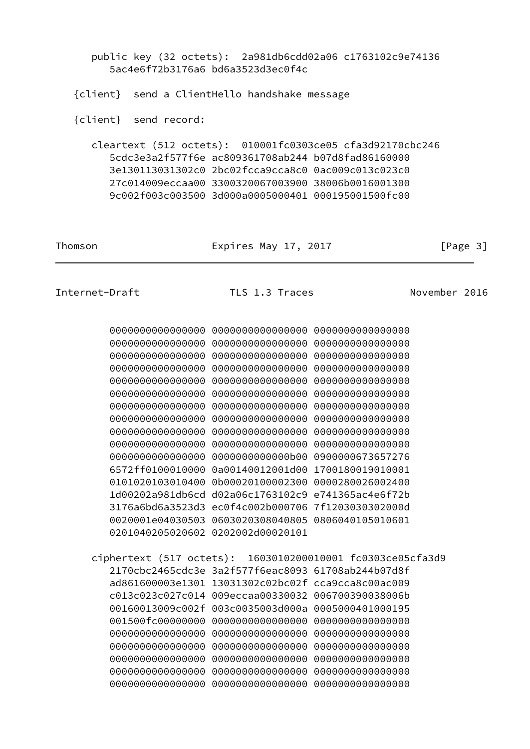```
      public key (32 octets):  2a981db6cdd02a06 c1763102c9e74136
         5ac4e6f72b3176a6 bd6a3523d3ec0f4c

   {client}  send a ClientHello handshake message

   {client}  send record:

      cleartext (512 octets):  010001fc0303ce05 cfa3d92170cbc246
         5cdc3e3a2f577f6e ac809361708ab244 b07d8fad86160000
         3e130113031302c0 2bc02fcca9cca8c0 0ac009c013c023c0
         27c014009eccaa00 3300320067003900 38006b0016001300
         9c002f003c003500 3d000a0005000401 000195001500fc00
         0000000000000000 0000000000000000 0000000000000000
         0000000000000000 0000000000000000 0000000000000000
         0000000000000000 0000000000000000 0000000000000000
         0000000000000000 0000000000000000 0000000000000000
         0000000000000000 0000000000000000 0000000000000000
         0000000000000000 0000000000000000 0000000000000000
         0000000000000000 0000000000000000 0000000000000000
         0000000000000000 0000000000000000 0000000000000000
         0000000000000000 0000000000000000 0000000000000000
         0000000000000000 0000000000000000 0000000000000000
         0000000000000000 0000000000000b00 0900000673657276
         6572ff0100010000 0a00140012001d00 1700180019010001
         0101020103010400 0b00020100002300 0000280026002400
         1d00202a981db6cd d02a06c1763102c9 e741365ac4e6f72b
         3176a6bd6a3523d3 ec0f4c002b000706 7f1203030302000d
         0020001e04030503 0603020308040805 0806040105010601
         0201040205020602 0202002d00020101

      ciphertext (517 octets):  1603010200010001 fc0303ce05cfa3d9
         2170cbc2465cdc3e 3a2f577f6eac8093 61708ab244b07d8f
         ad861600003e1301 13031302c02bc02f cca9cca8c00ac009
         c013c023c027c014 009eccaa00330032 006700390038006b
         00160013009c002f 003c0035003d000a 0005000401000195
         001500fc00000000 0000000000000000 0000000000000000
         0000000000000000 0000000000000000 0000000000000000
         0000000000000000 0000000000000000 0000000000000000
         0000000000000000 0000000000000000 0000000000000000
         0000000000000000 0000000000000000 0000000000000000
         0000000000000000 0000000000000000 0000000000000000
```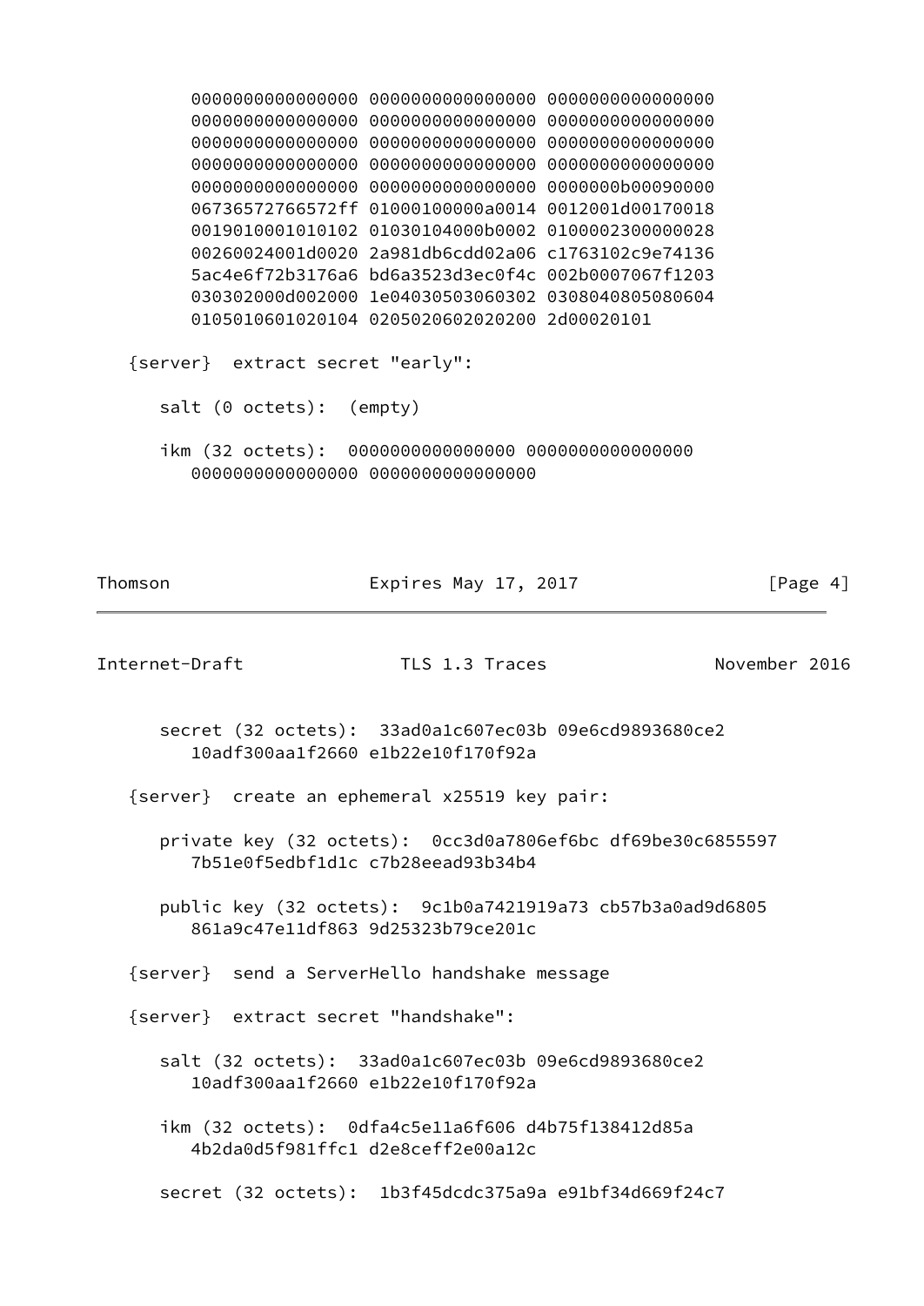```
      0000000000000000 0000000000000000 0000000000000000
      0000000000000000 0000000000000000 0000000000000000
      0000000000000000 0000000000000000 0000000000000000
      0000000000000000 0000000000000000 0000000000000000
      0000000000000000 0000000000000000 0000000b00090000
      06736572766572ff 01000100000a0014 0012001d00170018
      0019010001010102 01030104000b0002 0100002300000028
      00260024001d0020 2a981db6cdd02a06 c1763102c9e74136
      5ac4e6f72b3176a6 bd6a3523d3ec0f4c 002b0007067f1203
      030302000d002000 1e04030503060302 0308040805080604
      0105010601020104 0205020602020200 2d00020101
```

```
   {server}  extract secret "early":

      salt (0 octets):  (empty)

      ikm (32 octets):  0000000000000000 0000000000000000
         0000000000000000 0000000000000000
```

```
      secret (32 octets):  33ad0a1c607ec03b 09e6cd9893680ce2
         10adf300aa1f2660 e1b22e10f170f92a

   {server}  create an ephemeral x25519 key pair:

      private key (32 octets):  0cc3d0a7806ef6bc df69be30c6855597
         7b51e0f5edbf1d1c c7b28eead93b34b4

      public key (32 octets):  9c1b0a7421919a73 cb57b3a0ad9d6805
         861a9c47e11df863 9d25323b79ce201c

   {server}  send a ServerHello handshake message

   {server}  extract secret "handshake":

      salt (32 octets):  33ad0a1c607ec03b 09e6cd9893680ce2
         10adf300aa1f2660 e1b22e10f170f92a

      ikm (32 octets):  0dfa4c5e11a6f606 d4b75f138412d85a
         4b2da0d5f981ffc1 d2e8ceff2e00a12c

      secret (32 octets):  1b3f45dcdc375a9a e91bf34d669f24c7
```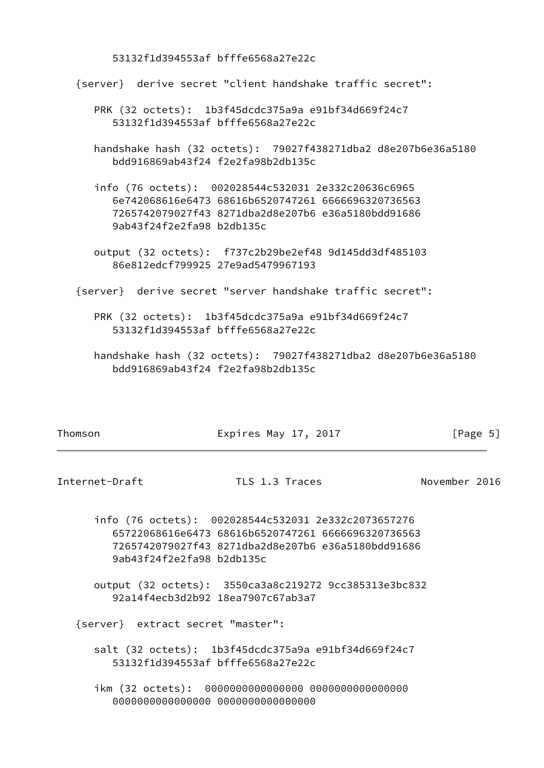```
         53132f1d394553af bfffe6568a27e22c

   {server}  derive secret "client handshake traffic secret":

      PRK (32 octets):  1b3f45dcdc375a9a e91bf34d669f24c7
         53132f1d394553af bfffe6568a27e22c

      handshake hash (32 octets):  79027f438271dba2 d8e207b6e36a5180
         bdd916869ab43f24 f2e2fa98b2db135c

      info (76 octets):  002028544c532031 2e332c20636c6965
         6e742068616e6473 68616b6520747261 6666696320736563
         7265742079027f43 8271dba2d8e207b6 e36a5180bdd91686
         9ab43f24f2e2fa98 b2db135c

      output (32 octets):  f737c2b29be2ef48 9d145dd3df485103
         86e812edcf799925 27e9ad5479967193

   {server}  derive secret "server handshake traffic secret":

      PRK (32 octets):  1b3f45dcdc375a9a e91bf34d669f24c7
         53132f1d394553af bfffe6568a27e22c

      handshake hash (32 octets):  79027f438271dba2 d8e207b6e36a5180
         bdd916869ab43f24 f2e2fa98b2db135c

      info (76 octets):  002028544c532031 2e332c2073657276
         65722068616e6473 68616b6520747261 6666696320736563
         7265742079027f43 8271dba2d8e207b6 e36a5180bdd91686
         9ab43f24f2e2fa98 b2db135c

      output (32 octets):  3550ca3a8c219272 9cc385313e3bc832
         92a14f4ecb3d2b92 18ea7907c67ab3a7

   {server}  extract secret "master":

      salt (32 octets):  1b3f45dcdc375a9a e91bf34d669f24c7
         53132f1d394553af bfffe6568a27e22c

      ikm (32 octets):  0000000000000000 0000000000000000
         0000000000000000 0000000000000000
```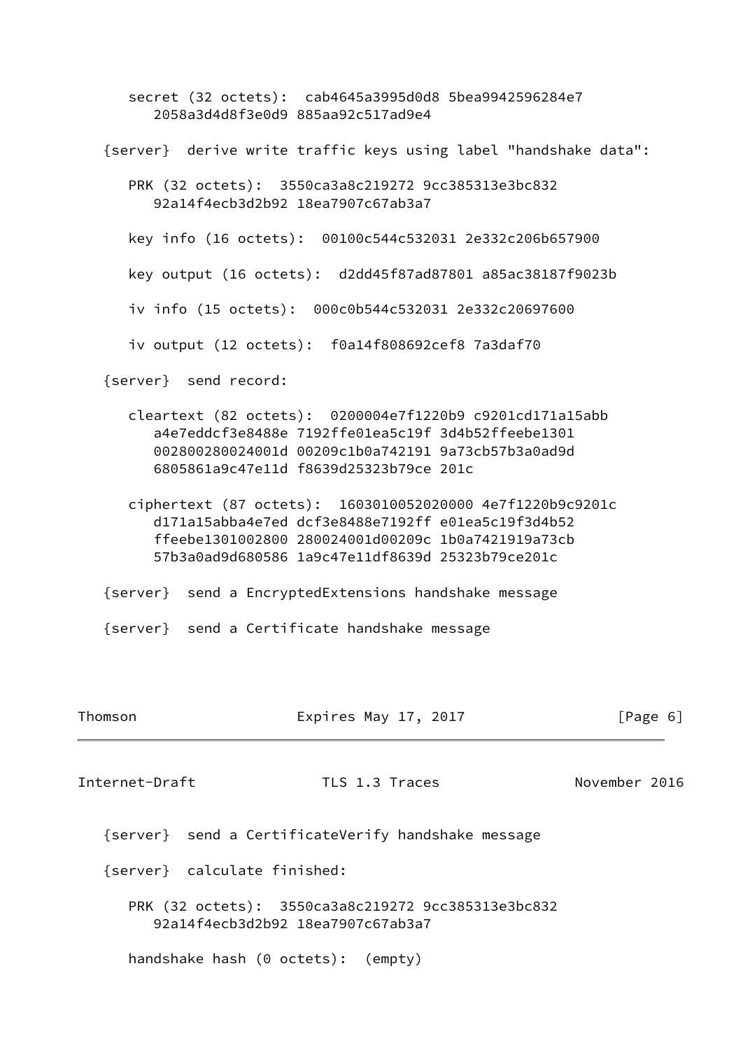```
      secret (32 octets):  cab4645a3995d0d8 5bea9942596284e7
         2058a3d4d8f3e0d9 885aa92c517ad9e4

   {server}  derive write traffic keys using label "handshake data":

      PRK (32 octets):  3550ca3a8c219272 9cc385313e3bc832
         92a14f4ecb3d2b92 18ea7907c67ab3a7

      key info (16 octets):  00100c544c532031 2e332c206b657900

      key output (16 octets):  d2dd45f87ad87801 a85ac38187f9023b

      iv info (15 octets):  000c0b544c532031 2e332c20697600

      iv output (12 octets):  f0a14f808692cef8 7a3daf70

   {server}  send record:

      cleartext (82 octets):  0200004e7f1220b9 c9201cd171a15abb
         a4e7eddcf3e8488e 7192ffe01ea5c19f 3d4b52ffeebe1301
         002800280024001d 00209c1b0a742191 9a73cb57b3a0ad9d
         6805861a9c47e11d f8639d25323b79ce 201c

      ciphertext (87 octets):  1603010052020000 4e7f1220b9c9201c
         d171a15abba4e7ed dcf3e8488e7192ff e01ea5c19f3d4b52
         ffeebe1301002800 280024001d00209c 1b0a7421919a73cb
         57b3a0ad9d680586 1a9c47e11df8639d 25323b79ce201c

   {server}  send a EncryptedExtensions handshake message

   {server}  send a Certificate handshake message

   {server}  send a CertificateVerify handshake message

   {server}  calculate finished:

      PRK (32 octets):  3550ca3a8c219272 9cc385313e3bc832
         92a14f4ecb3d2b92 18ea7907c67ab3a7

      handshake hash (0 octets):  (empty)
```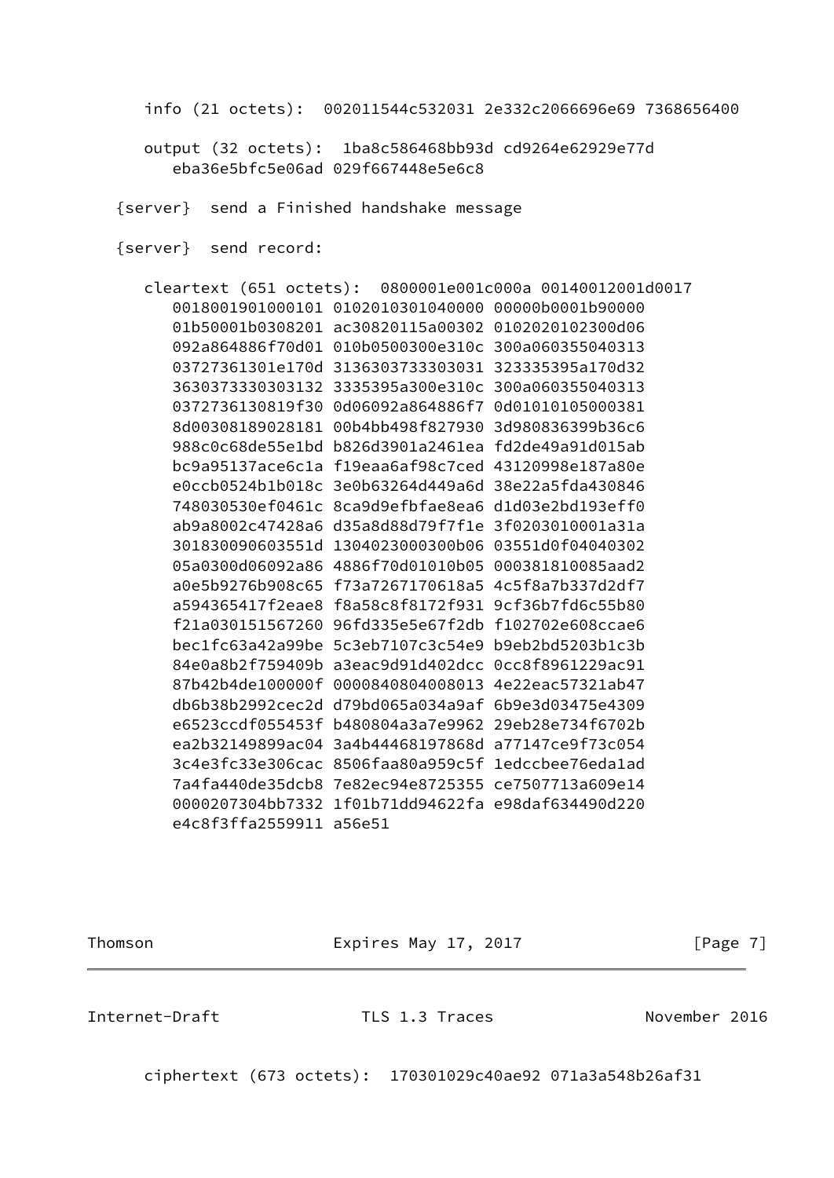```
      info (21 octets):  002011544c532031 2e332c2066696e69 7368656400

      output (32 octets):  1ba8c586468bb93d cd9264e62929e77d
         eba36e5bfc5e06ad 029f667448e5e6c8

   {server}  send a Finished handshake message

   {server}  send record:

      cleartext (651 octets):  0800001e001c000a 00140012001d0017
         0018001901000101 0102010301040000 00000b0001b90000
         01b50001b0308201 ac30820115a00302 0102020102300d06
         092a864886f70d01 010b0500300e310c 300a060355040313
         03727361301e170d 3136303733303031 323335395a170d32
         3630373330303132 3335395a300e310c 300a060355040313
         0372736130819f30 0d06092a864886f7 0d01010105000381
         8d00308189028181 00b4bb498f827930 3d980836399b36c6
         988c0c68de55e1bd b826d3901a2461ea fd2de49a91d015ab
         bc9a95137ace6c1a f19eaa6af98c7ced 43120998e187a80e
         e0ccb0524b1b018c 3e0b63264d449a6d 38e22a5fda430846
         748030530ef0461c 8ca9d9efbfae8ea6 d1d03e2bd193eff0
         ab9a8002c47428a6 d35a8d88d79f7f1e 3f0203010001a31a
         301830090603551d 1304023000300b06 03551d0f04040302
         05a0300d06092a86 4886f70d01010b05 000381810085aad2
         a0e5b9276b908c65 f73a7267170618a5 4c5f8a7b337d2df7
         a594365417f2eae8 f8a58c8f8172f931 9cf36b7fd6c55b80
         f21a030151567260 96fd335e5e67f2db f102702e608ccae6
         bec1fc63a42a99be 5c3eb7107c3c54e9 b9eb2bd5203b1c3b
         84e0a8b2f759409b a3eac9d91d402dcc 0cc8f8961229ac91
         87b42b4de100000f 0000840804008013 4e22eac57321ab47
         db6b38b2992cec2d d79bd065a034a9af 6b9e3d03475e4309
         e6523ccdf055453f b480804a3a7e9962 29eb28e734f6702b
         ea2b32149899ac04 3a4b44468197868d a77147ce9f73c054
         3c4e3fc33e306cac 8506faa80a959c5f 1edccbee76eda1ad
         7a4fa440de35dcb8 7e82ec94e8725355 ce7507713a609e14
         0000207304bb7332 1f01b71dd94622fa e98daf634490d220
         e4c8f3ffa2559911 a56e51
```

```
      ciphertext (673 octets):  170301029c40ae92 071a3a548b26af31
```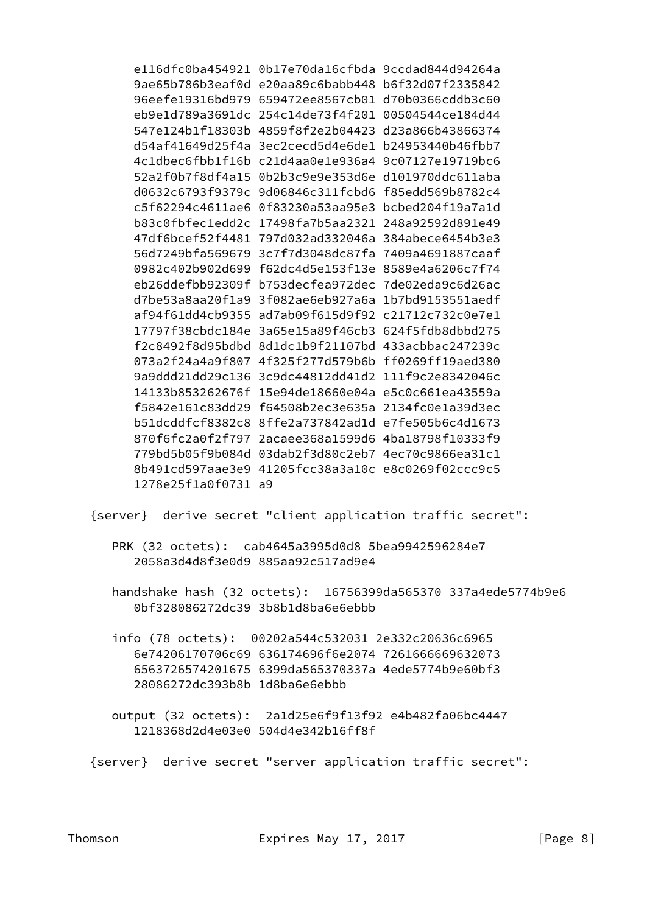```
      e116dfc0ba454921 0b17e70da16cfbda 9ccdad844d94264a
      9ae65b786b3eaf0d e20aa89c6babb448 b6f32d07f2335842
      96eefe19316bd979 659472ee8567cb01 d70b0366cddb3c60
      eb9e1d789a3691dc 254c14de73f4f201 00504544ce184d44
      547e124b1f18303b 4859f8f2e2b04423 d23a866b43866374
      d54af41649d25f4a 3ec2cecd5d4e6de1 b24953440b46fbb7
      4c1dbec6fbb1f16b c21d4aa0e1e936a4 9c07127e19719bc6
      52a2f0b7f8df4a15 0b2b3c9e9e353d6e d101970ddc611aba
      d0632c6793f9379c 9d06846c311fcbd6 f85edd569b8782c4
      c5f62294c4611ae6 0f83230a53aa95e3 bcbed204f19a7a1d
      b83c0fbfec1edd2c 17498fa7b5aa2321 248a92592d891e49
      47df6bcef52f4481 797d032ad332046a 384abece6454b3e3
      56d7249bfa569679 3c7f7d3048dc87fa 7409a4691887caaf
      0982c402b902d699 f62dc4d5e153f13e 8589e4a6206c7f74
      eb26ddefbb92309f b753decfea972dec 7de02eda9c6d26ac
      d7be53a8aa20f1a9 3f082ae6eb927a6a 1b7bd9153551aedf
      af94f61dd4cb9355 ad7ab09f615d9f92 c21712c732c0e7e1
      17797f38cbdc184e 3a65e15a89f46cb3 624f5fdb8dbbd275
      f2c8492f8d95bdbd 8d1dc1b9f21107bd 433acbbac247239c
      073a2f24a4a9f807 4f325f277d579b6b ff0269ff19aed380
      9a9ddd21dd29c136 3c9dc44812dd41d2 111f9c2e8342046c
      14133b853262676f 15e94de18660e04a e5c0c661ea43559a
      f5842e161c83dd29 f64508b2ec3e635a 2134fc0e1a39d3ec
      b51dcddfcf8382c8 8ffe2a737842ad1d e7fe505b6c4d1673
      870f6fc2a0f2f797 2acaee368a1599d6 4ba18798f10333f9
      779bd5b05f9b084d 03dab2f3d80c2eb7 4ec70c9866ea31c1
      8b491cd597aae3e9 41205fcc38a3a10c e8c0269f02ccc9c5
      1278e25f1a0f0731 a9

  {server}  derive secret "client application traffic secret":

     PRK (32 octets):  cab4645a3995d0d8 5bea9942596284e7
        2058a3d4d8f3e0d9 885aa92c517ad9e4

     handshake hash (32 octets):  16756399da565370 337a4ede5774b9e6
        0bf328086272dc39 3b8b1d8ba6e6ebbb

     info (78 octets):  00202a544c532031 2e332c20636c6965
        6e74206170706c69 636174696f6e2074 7261666669632073
        6563726574201675 6399da565370337a 4ede5774b9e60bf3
        28086272dc393b8b 1d8ba6e6ebbb

     output (32 octets):  2a1d25e6f9f13f92 e4b482fa06bc4447
        1218368d2d4e03e0 504d4e342b16ff8f

  {server}  derive secret "server application traffic secret":
```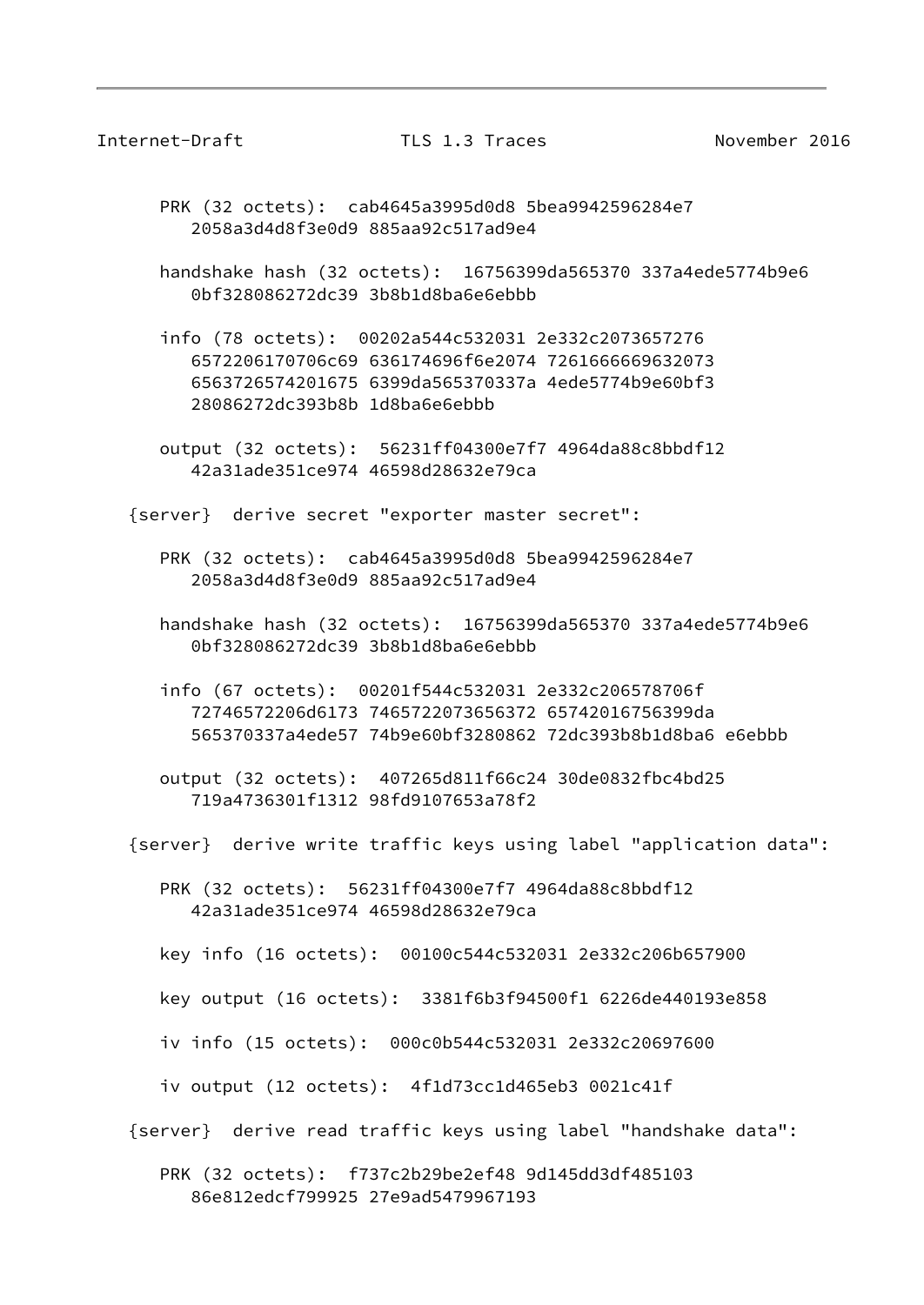```
      PRK (32 octets):  cab4645a3995d0d8 5bea9942596284e7
         2058a3d4d8f3e0d9 885aa92c517ad9e4

      handshake hash (32 octets):  16756399da565370 337a4ede5774b9e6
         0bf328086272dc39 3b8b1d8ba6e6ebbb

      info (78 octets):  00202a544c532031 2e332c2073657276
         6572206170706c69 636174696f6e2074 7261666669632073
         6563726574201675 6399da565370337a 4ede5774b9e60bf3
         28086272dc393b8b 1d8ba6e6ebbb

      output (32 octets):  56231ff04300e7f7 4964da88c8bbdf12
         42a31ade351ce974 46598d28632e79ca

   {server}  derive secret "exporter master secret":

      PRK (32 octets):  cab4645a3995d0d8 5bea9942596284e7
         2058a3d4d8f3e0d9 885aa92c517ad9e4

      handshake hash (32 octets):  16756399da565370 337a4ede5774b9e6
         0bf328086272dc39 3b8b1d8ba6e6ebbb

      info (67 octets):  00201f544c532031 2e332c206578706f
         72746572206d6173 7465722073656372 65742016756399da
         565370337a4ede57 74b9e60bf3280862 72dc393b8b1d8ba6 e6ebbb

      output (32 octets):  407265d811f66c24 30de0832fbc4bd25
         719a4736301f1312 98fd9107653a78f2

   {server}  derive write traffic keys using label "application data":

      PRK (32 octets):  56231ff04300e7f7 4964da88c8bbdf12
         42a31ade351ce974 46598d28632e79ca

      key info (16 octets):  00100c544c532031 2e332c206b657900

      key output (16 octets):  3381f6b3f94500f1 6226de440193e858

      iv info (15 octets):  000c0b544c532031 2e332c20697600

      iv output (12 octets):  4f1d73cc1d465eb3 0021c41f

   {server}  derive read traffic keys using label "handshake data":

      PRK (32 octets):  f737c2b29be2ef48 9d145dd3df485103
         86e812edcf799925 27e9ad5479967193
```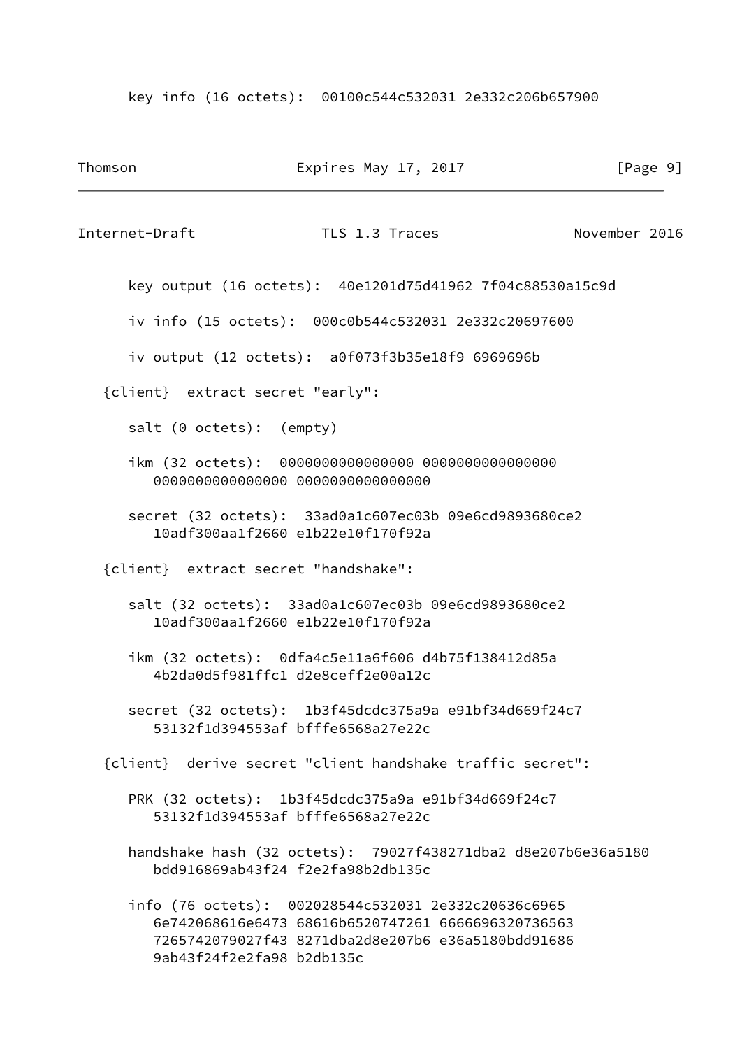```
      key info (16 octets):  00100c544c532031 2e332c206b657900
```

```
      key output (16 octets):  40e1201d75d41962 7f04c88530a15c9d

      iv info (15 octets):  000c0b544c532031 2e332c20697600

      iv output (12 octets):  a0f073f3b35e18f9 6969696b

   {client}  extract secret "early":

      salt (0 octets):  (empty)

      ikm (32 octets):  0000000000000000 0000000000000000
         0000000000000000 0000000000000000

      secret (32 octets):  33ad0a1c607ec03b 09e6cd9893680ce2
         10adf300aa1f2660 e1b22e10f170f92a

   {client}  extract secret "handshake":

      salt (32 octets):  33ad0a1c607ec03b 09e6cd9893680ce2
         10adf300aa1f2660 e1b22e10f170f92a

      ikm (32 octets):  0dfa4c5e11a6f606 d4b75f138412d85a
         4b2da0d5f981ffc1 d2e8ceff2e00a12c

      secret (32 octets):  1b3f45dcdc375a9a e91bf34d669f24c7
         53132f1d394553af bfffe6568a27e22c

   {client}  derive secret "client handshake traffic secret":

      PRK (32 octets):  1b3f45dcdc375a9a e91bf34d669f24c7
         53132f1d394553af bfffe6568a27e22c

      handshake hash (32 octets):  79027f438271dba2 d8e207b6e36a5180
         bdd916869ab43f24 f2e2fa98b2db135c

      info (76 octets):  002028544c532031 2e332c20636c6965
         6e742068616e6473 68616b6520747261 6666696320736563
         7265742079027f43 8271dba2d8e207b6 e36a5180bdd91686
         9ab43f24f2e2fa98 b2db135c
```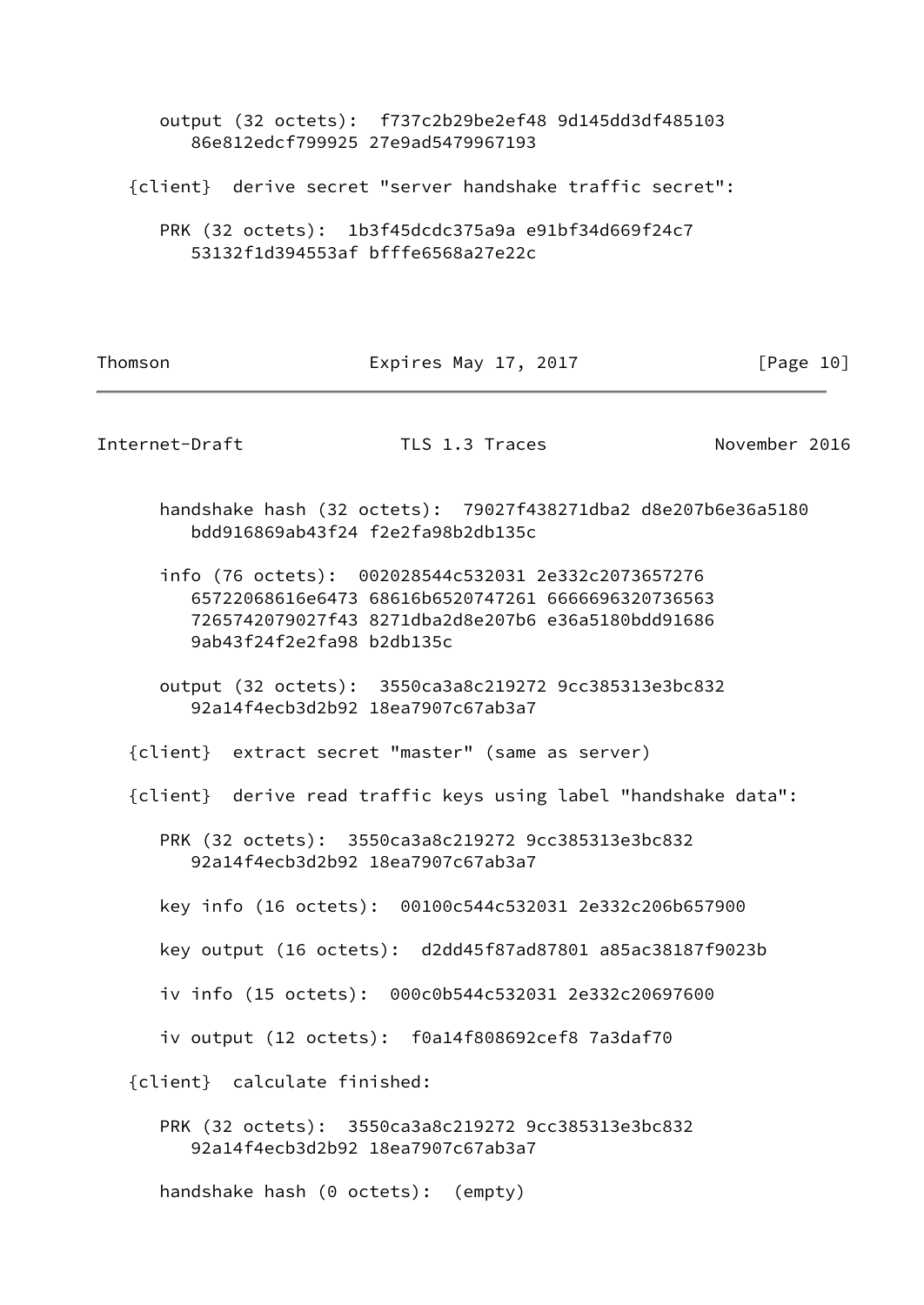```
      output (32 octets):  f737c2b29be2ef48 9d145dd3df485103
         86e812edcf799925 27e9ad5479967193

   {client}  derive secret "server handshake traffic secret":

      PRK (32 octets):  1b3f45dcdc375a9a e91bf34d669f24c7
         53132f1d394553af bfffe6568a27e22c
```

```
      handshake hash (32 octets):  79027f438271dba2 d8e207b6e36a5180
         bdd916869ab43f24 f2e2fa98b2db135c

      info (76 octets):  002028544c532031 2e332c2073657276
         65722068616e6473 68616b6520747261 6666696320736563
         7265742079027f43 8271dba2d8e207b6 e36a5180bdd91686
         9ab43f24f2e2fa98 b2db135c

      output (32 octets):  3550ca3a8c219272 9cc385313e3bc832
         92a14f4ecb3d2b92 18ea7907c67ab3a7

   {client}  extract secret "master" (same as server)

   {client}  derive read traffic keys using label "handshake data":

      PRK (32 octets):  3550ca3a8c219272 9cc385313e3bc832
         92a14f4ecb3d2b92 18ea7907c67ab3a7

      key info (16 octets):  00100c544c532031 2e332c206b657900

      key output (16 octets):  d2dd45f87ad87801 a85ac38187f9023b

      iv info (15 octets):  000c0b544c532031 2e332c20697600

      iv output (12 octets):  f0a14f808692cef8 7a3daf70

   {client}  calculate finished:

      PRK (32 octets):  3550ca3a8c219272 9cc385313e3bc832
         92a14f4ecb3d2b92 18ea7907c67ab3a7

      handshake hash (0 octets):  (empty)
```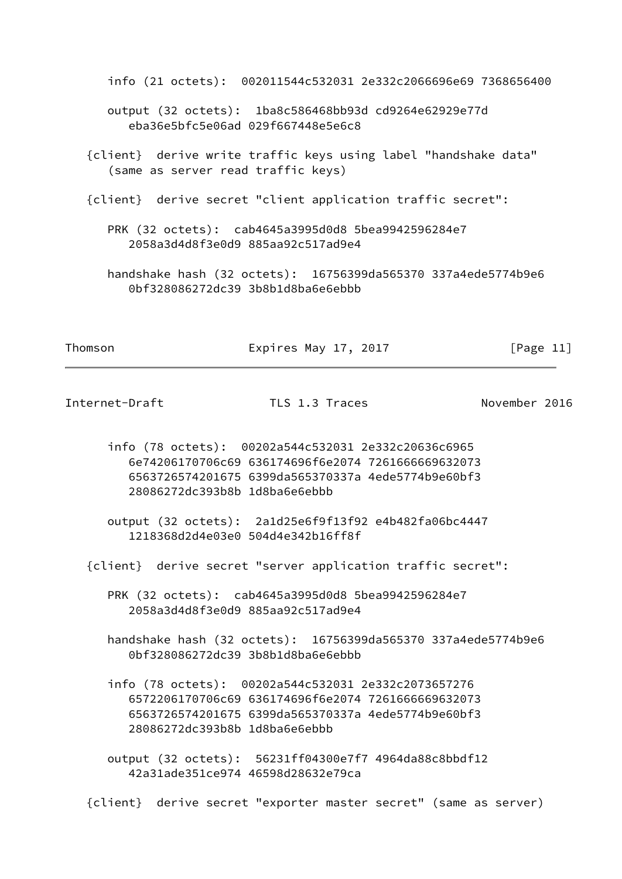```
      info (21 octets):  002011544c532031 2e332c2066696e69 7368656400

      output (32 octets):  1ba8c586468bb93d cd9264e62929e77d
         eba36e5bfc5e06ad 029f667448e5e6c8

   {client}  derive write traffic keys using label "handshake data"
      (same as server read traffic keys)

   {client}  derive secret "client application traffic secret":

      PRK (32 octets):  cab4645a3995d0d8 5bea9942596284e7
         2058a3d4d8f3e0d9 885aa92c517ad9e4

      handshake hash (32 octets):  16756399da565370 337a4ede5774b9e6
         0bf328086272dc39 3b8b1d8ba6e6ebbb

      info (78 octets):  00202a544c532031 2e332c20636c6965
         6e74206170706c69 636174696f6e2074 7261666669632073
         6563726574201675 6399da565370337a 4ede5774b9e60bf3
         28086272dc393b8b 1d8ba6e6ebbb

      output (32 octets):  2a1d25e6f9f13f92 e4b482fa06bc4447
         1218368d2d4e03e0 504d4e342b16ff8f

   {client}  derive secret "server application traffic secret":

      PRK (32 octets):  cab4645a3995d0d8 5bea9942596284e7
         2058a3d4d8f3e0d9 885aa92c517ad9e4

      handshake hash (32 octets):  16756399da565370 337a4ede5774b9e6
         0bf328086272dc39 3b8b1d8ba6e6ebbb

      info (78 octets):  00202a544c532031 2e332c2073657276
         6572206170706c69 636174696f6e2074 7261666669632073
         6563726574201675 6399da565370337a 4ede5774b9e60bf3
         28086272dc393b8b 1d8ba6e6ebbb

      output (32 octets):  56231ff04300e7f7 4964da88c8bbdf12
         42a31ade351ce974 46598d28632e79ca

   {client}  derive secret "exporter master secret" (same as server)
```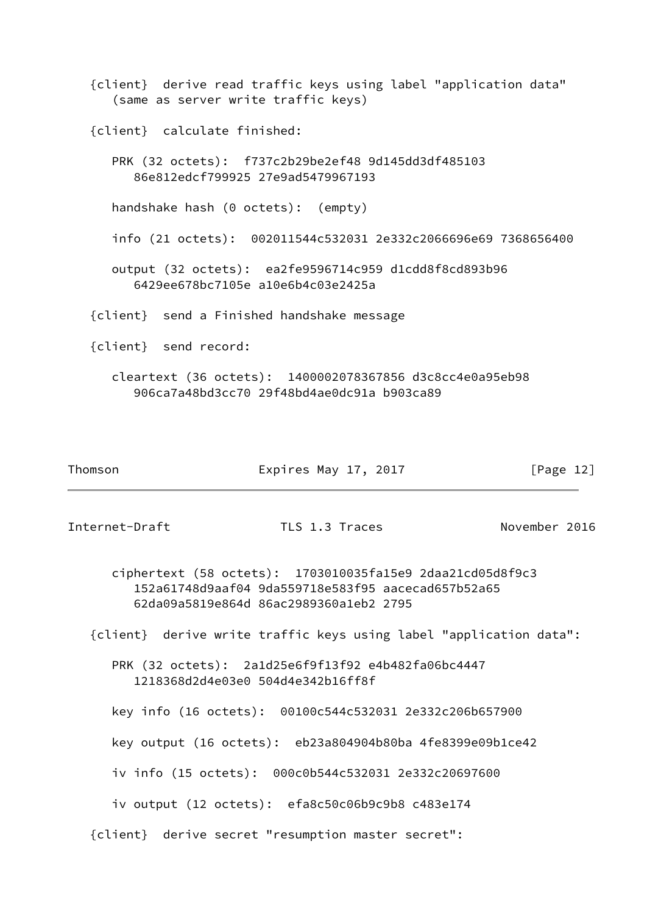```
   {client}  derive read traffic keys using label "application data"
      (same as server write traffic keys)

   {client}  calculate finished:

      PRK (32 octets):  f737c2b29be2ef48 9d145dd3df485103
         86e812edcf799925 27e9ad5479967193

      handshake hash (0 octets):  (empty)

      info (21 octets):  002011544c532031 2e332c2066696e69 7368656400

      output (32 octets):  ea2fe9596714c959 d1cdd8f8cd893b96
         6429ee678bc7105e a10e6b4c03e2425a

   {client}  send a Finished handshake message

   {client}  send record:

      cleartext (36 octets):  1400002078367856 d3c8cc4e0a95eb98
         906ca7a48bd3cc70 29f48bd4ae0dc91a b903ca89

      ciphertext (58 octets):  1703010035fa15e9 2daa21cd05d8f9c3
         152a61748d9aaf04 9da559718e583f95 aacecad657b52a65
         62da09a5819e864d 86ac2989360a1eb2 2795

   {client}  derive write traffic keys using label "application data":

      PRK (32 octets):  2a1d25e6f9f13f92 e4b482fa06bc4447
         1218368d2d4e03e0 504d4e342b16ff8f

      key info (16 octets):  00100c544c532031 2e332c206b657900

      key output (16 octets):  eb23a804904b80ba 4fe8399e09b1ce42

      iv info (15 octets):  000c0b544c532031 2e332c20697600

      iv output (12 octets):  efa8c50c06b9c9b8 c483e174

   {client}  derive secret "resumption master secret":
```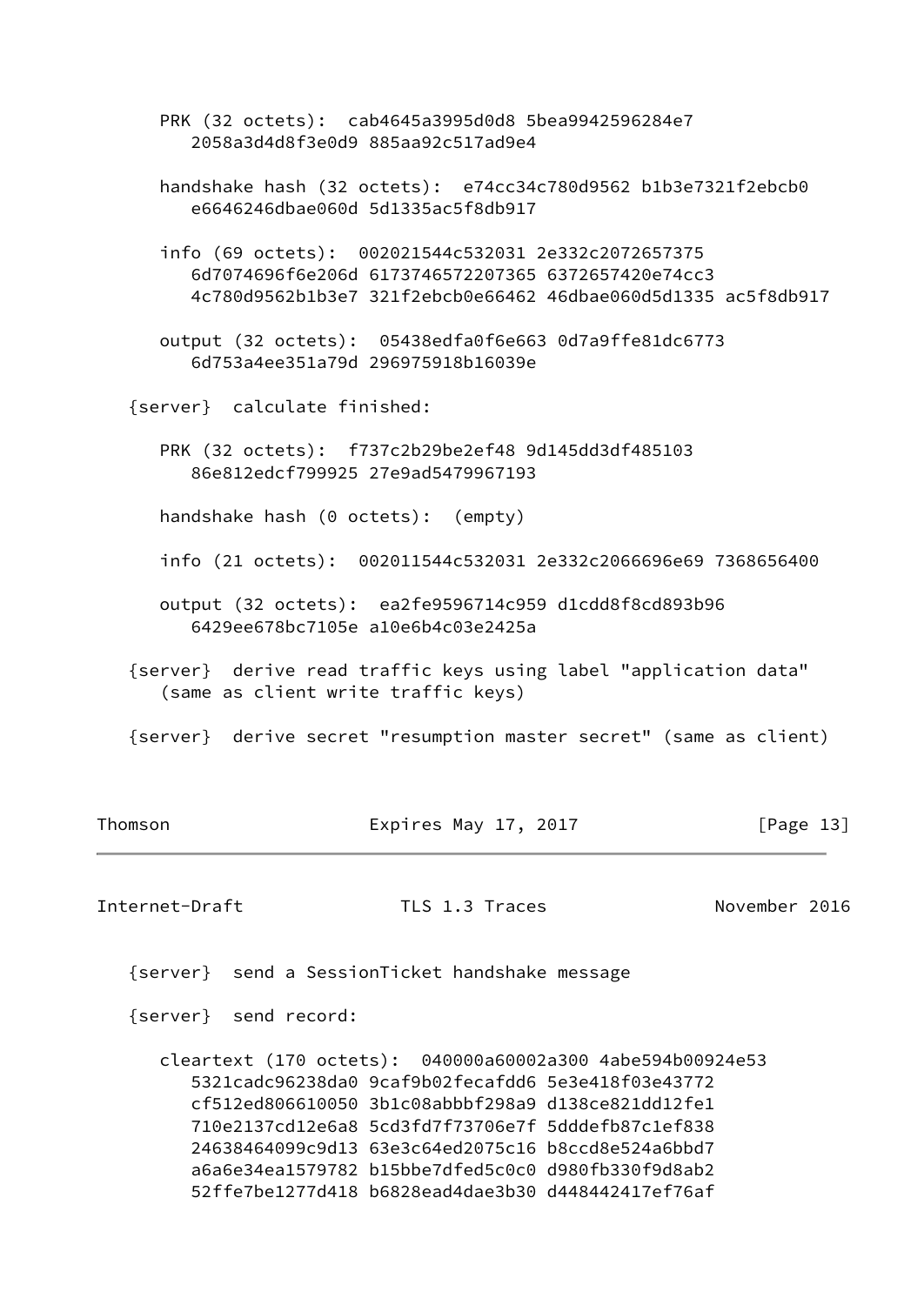```
      PRK (32 octets):  cab4645a3995d0d8 5bea9942596284e7
         2058a3d4d8f3e0d9 885aa92c517ad9e4

      handshake hash (32 octets):  e74cc34c780d9562 b1b3e7321f2ebcb0
         e6646246dbae060d 5d1335ac5f8db917

      info (69 octets):  002021544c532031 2e332c2072657375
         6d7074696f6e206d 6173746572207365 6372657420e74cc3
         4c780d9562b1b3e7 321f2ebcb0e66462 46dbae060d5d1335 ac5f8db917

      output (32 octets):  05438edfa0f6e663 0d7a9ffe81dc6773
         6d753a4ee351a79d 296975918b16039e

   {server}  calculate finished:

      PRK (32 octets):  f737c2b29be2ef48 9d145dd3df485103
         86e812edcf799925 27e9ad5479967193

      handshake hash (0 octets):  (empty)

      info (21 octets):  002011544c532031 2e332c2066696e69 7368656400

      output (32 octets):  ea2fe9596714c959 d1cdd8f8cd893b96
         6429ee678bc7105e a10e6b4c03e2425a

   {server}  derive read traffic keys using label "application data"
      (same as client write traffic keys)

   {server}  derive secret "resumption master secret" (same as client)

   {server}  send a SessionTicket handshake message

   {server}  send record:

      cleartext (170 octets):  040000a60002a300 4abe594b00924e53
         5321cadc96238da0 9caf9b02fecafdd6 5e3e418f03e43772
         cf512ed806610050 3b1c08abbbf298a9 d138ce821dd12fe1
         710e2137cd12e6a8 5cd3fd7f73706e7f 5dddefb87c1ef838
         24638464099c9d13 63e3c64ed2075c16 b8ccd8e524a6bbd7
         a6a6e34ea1579782 b15bbe7dfed5c0c0 d980fb330f9d8ab2
         52ffe7be1277d418 b6828ead4dae3b30 d448442417ef76af
```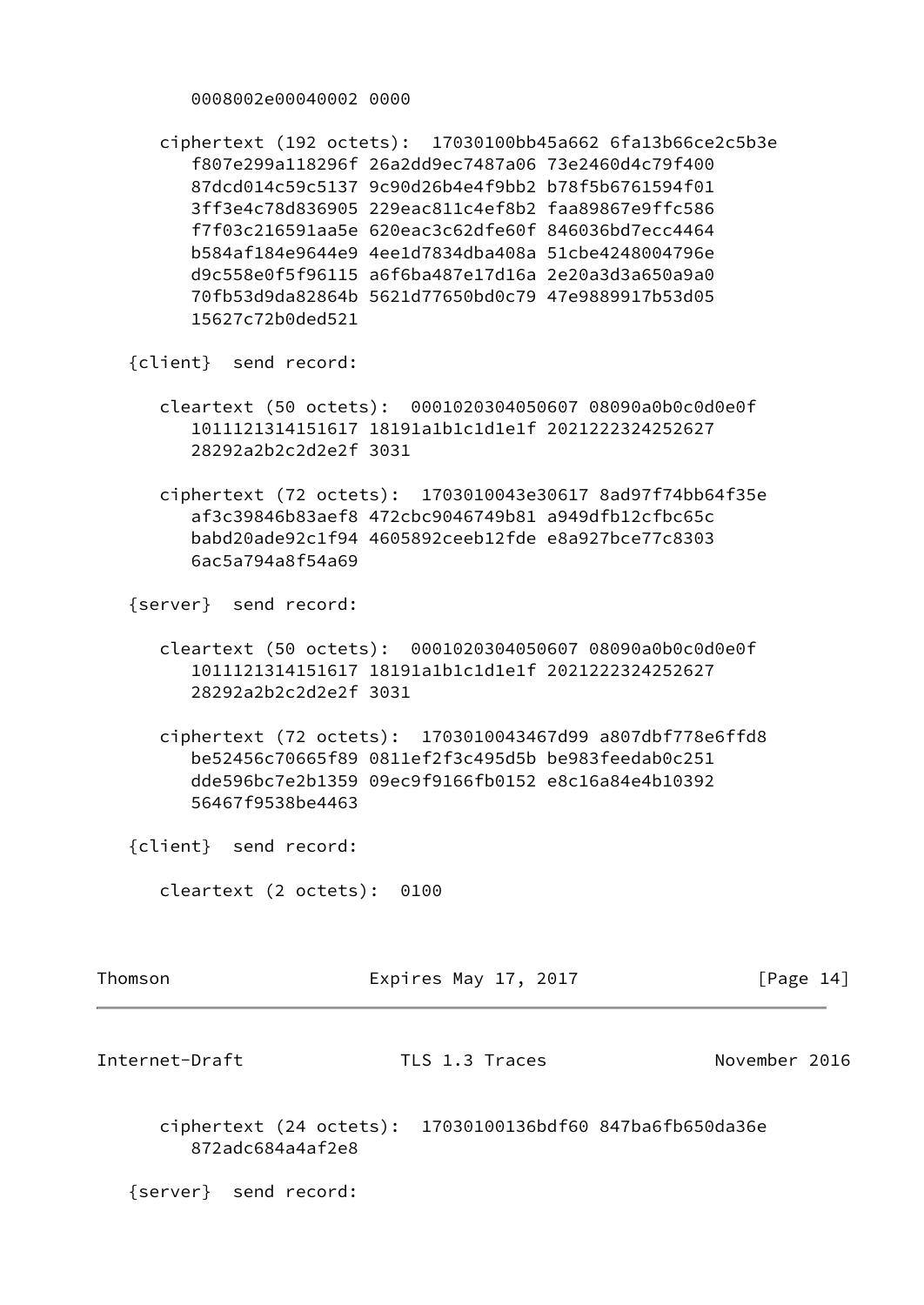```
         0008002e00040002 0000

      ciphertext (192 octets):  17030100bb45a662 6fa13b66ce2c5b3e
         f807e299a118296f 26a2dd9ec7487a06 73e2460d4c79f400
         87dcd014c59c5137 9c90d26b4e4f9bb2 b78f5b6761594f01
         3ff3e4c78d836905 229eac811c4ef8b2 faa89867e9ffc586
         f7f03c216591aa5e 620eac3c62dfe60f 846036bd7ecc4464
         b584af184e9644e9 4ee1d7834dba408a 51cbe4248004796e
         d9c558e0f5f96115 a6f6ba487e17d16a 2e20a3d3a650a9a0
         70fb53d9da82864b 5621d77650bd0c79 47e9889917b53d05
         15627c72b0ded521

   {client}  send record:

      cleartext (50 octets):  0001020304050607 08090a0b0c0d0e0f
         1011121314151617 18191a1b1c1d1e1f 2021222324252627
         28292a2b2c2d2e2f 3031

      ciphertext (72 octets):  1703010043e30617 8ad97f74bb64f35e
         af3c39846b83aef8 472cbc9046749b81 a949dfb12cfbc65c
         babd20ade92c1f94 4605892ceeb12fde e8a927bce77c8303
         6ac5a794a8f54a69

   {server}  send record:

      cleartext (50 octets):  0001020304050607 08090a0b0c0d0e0f
         1011121314151617 18191a1b1c1d1e1f 2021222324252627
         28292a2b2c2d2e2f 3031

      ciphertext (72 octets):  170301004346 7d99 a807dbf778e6ffd8
         be52456c70665f89 0811ef2f3c495d5b be983feedab0c251
         dde596bc7e2b1359 09ec9f9166fb0152 e8c16a84e4b10392
         56467f9538be4463

   {client}  send record:

      cleartext (2 octets):  0100

      ciphertext (24 octets):  17030100136bdf60 847ba6fb650da36e
         872adc684a4af2e8

   {server}  send record:
```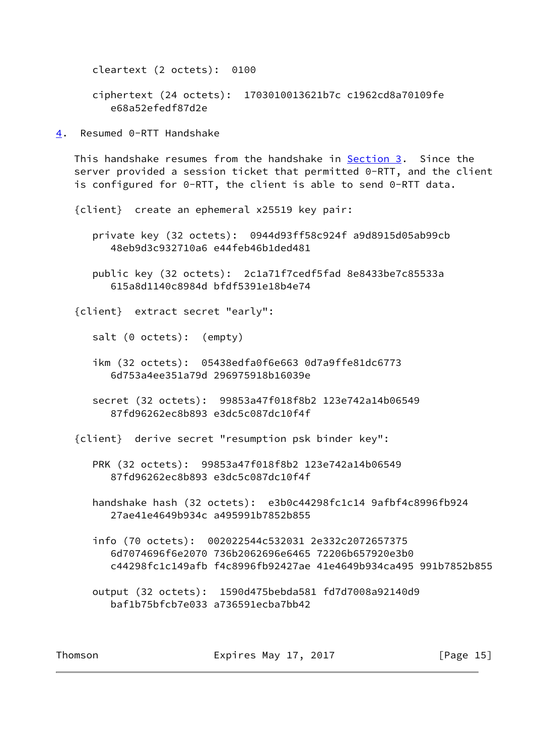```
cleartext (2 octets):  0100

ciphertext (24 octets):  1703010013621b7c c1962cd8a70109fe
   e68a52efedf87d2e
```

## 4. Resumed 0-RTT Handshake

This handshake resumes from the handshake in Section 3. Since the server provided a session ticket that permitted 0-RTT, and the client is configured for 0-RTT, the client is able to send 0-RTT data.

```
{client}  create an ephemeral x25519 key pair:

   private key (32 octets):  0944d93ff58c924f a9d8915d05ab99cb
      48eb9d3c932710a6 e44feb46b1ded481

   public key (32 octets):  2c1a71f7cedf5fad 8e8433be7c85533a
      615a8d1140c8984d bfdf5391e18b4e74

{client}  extract secret "early":

   salt (0 octets):  (empty)

   ikm (32 octets):  05438edfa0f6e663 0d7a9ffe81dc6773
      6d753a4ee351a79d 296975918b16039e

   secret (32 octets):  99853a47f018f8b2 123e742a14b06549
      87fd96262ec8b893 e3dc5c087dc10f4f

{client}  derive secret "resumption psk binder key":

   PRK (32 octets):  99853a47f018f8b2 123e742a14b06549
      87fd96262ec8b893 e3dc5c087dc10f4f

   handshake hash (32 octets):  e3b0c44298fc1c14 9afbf4c8996fb924
      27ae41e4649b934c a495991b7852b855

   info (70 octets):  002022544c532031 2e332c2072657375
      6d7074696f6e2070 736b2062696e6465 72206b657920e3b0
      c44298fc1c149afb f4c8996fb92427ae 41e4649b934ca495 991b7852b855

   output (32 octets):  1590d475bebda581 fd7d7008a92140d9
      baf1b75bfcb7e033 a736591ecba7bb42
```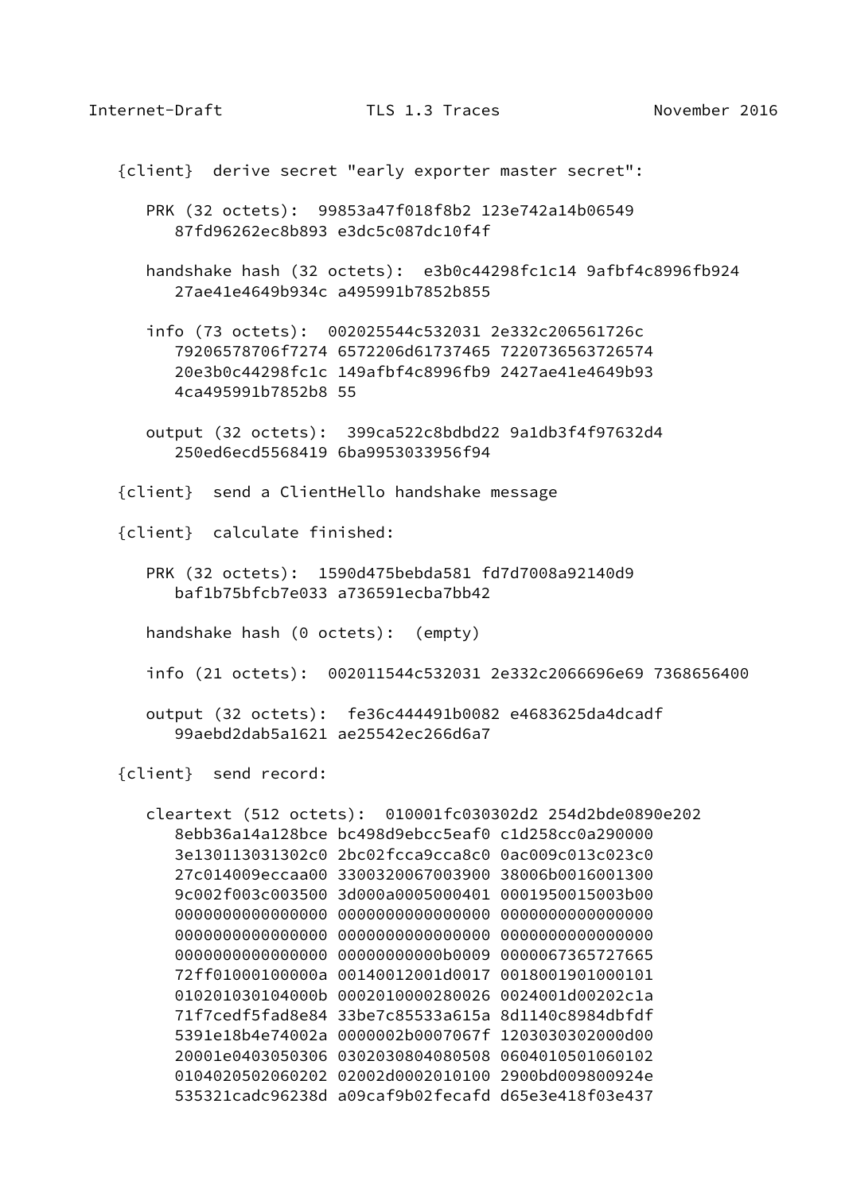```
   {client}  derive secret "early exporter master secret":

      PRK (32 octets):  99853a47f018f8b2 123e742a14b06549
         87fd96262ec8b893 e3dc5c087dc10f4f

      handshake hash (32 octets):  e3b0c44298fc1c14 9afbf4c8996fb924
         27ae41e4649b934c a495991b7852b855

      info (73 octets):  002025544c532031 2e332c206561726c
         79206578706f7274 6572206d61737465 7220736563726574
         20e3b0c44298fc1c 149afbf4c8996fb9 2427ae41e4649b93
         4ca495991b7852b8 55

      output (32 octets):  399ca522c8bdbd22 9a1db3f4f97632d4
         250ed6ecd5568419 6ba9953033956f94

   {client}  send a ClientHello handshake message

   {client}  calculate finished:

      PRK (32 octets):  1590d475bebda581 fd7d7008a92140d9
         baf1b75bfcb7e033 a736591ecba7bb42

      handshake hash (0 octets):  (empty)

      info (21 octets):  002011544c532031 2e332c2066696e69 7368656400

      output (32 octets):  fe36c444491b0082 e4683625da4dcadf
         99aebd2dab5a1621 ae25542ec266d6a7

   {client}  send record:

      cleartext (512 octets):  010001fc030302d2 254d2bde0890e202
         8ebb36a14a128bce bc498d9ebcc5eaf0 c1d258cc0a290000
         3e130113031302c0 2bc02fcca9cca8c0 0ac009c013c023c0
         27c014009eccaa00 3300320067003900 38006b0016001300
         9c002f003c003500 3d000a0005000401 0001950015003b00
         0000000000000000 0000000000000000 0000000000000000
         0000000000000000 0000000000000000 0000000000000000
         0000000000000000 00000000000b0009 0000067365727665
         72ff01000100000a 00140012001d0017 0018001901000101
         010201030104000b 0002010000280026 0024001d00202c1a
         71f7cedf5fad8e84 33be7c85533a615a 8d1140c8984dbfdf
         5391e18b4e74002a 0000002b0007067f 1203030302000d00
         20001e0403050306 0302030804080508 0604010501060102
         0104020502060202 02002d0002010100 2900bd009800924e
         535321cadc96238d a09caf9b02fecafd d65e3e418f03e437
```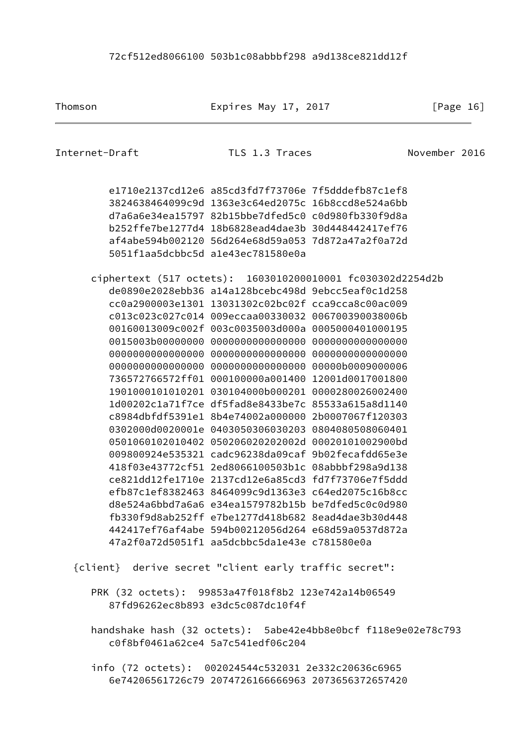```
         72cf512ed8066100 503b1c08abbbf298 a9d138ce821dd12f
```

```
         e1710e2137cd12e6 a85cd3fd7f73706e 7f5dddefb87c1ef8
         3824638464099c9d 1363e3c64ed2075c 16b8ccd8e524a6bb
         d7a6a6e34ea15797 82b15bbe7dfed5c0 c0d980fb330f9d8a
         b252ffe7be1277d4 18b6828ead4dae3b 30d448442417ef76
         af4abe594b002120 56d264e68d59a053 7d872a47a2f0a72d
         5051f1aa5dcbbc5d a1e43ec781580e0a

      ciphertext (517 octets):  1603010200010001 fc030302d2254d2b
         de0890e2028ebb36 a14a128bcebc498d 9ebcc5eaf0c1d258
         cc0a2900003e1301 13031302c02bc02f cca9cca8c00ac009
         c013c023c027c014 009eccaa00330032 006700390038006b
         00160013009c002f 003c0035003d000a 0005000401000195
         0015003b00000000 0000000000000000 0000000000000000
         0000000000000000 0000000000000000 0000000000000000
         0000000000000000 0000000000000000 00000b0009000006
         736572766572ff01 000100000a001400 12001d0017001800
         1901000101010201 030104000b000201 0000280026002400
         1d00202c1a71f7ce df5fad8e8433be7c 85533a615a8d1140
         c8984dbfdf5391e1 8b4e74002a000000 2b0007067f120303
         0302000d0020001e 0403050306030203 0804080508060401
         0501060102010402 050206020202002d 00020101002900bd
         009800924e535321 cadc96238da09caf 9b02fecafdd65e3e
         418f03e43772cf51 2ed8066100503b1c 08abbbf298a9d138
         ce821dd12fe1710e 2137cd12e6a85cd3 fd7f73706e7f5ddd
         efb87c1ef8382463 8464099c9d1363e3 c64ed2075c16b8cc
         d8e524a6bbd7a6a6 e34ea1579782b15b be7dfed5c0c0d980
         fb330f9d8ab252ff e7be1277d418b682 8ead4dae3b30d448
         442417ef76af4abe 594b00212056d264 e68d59a0537d872a
         47a2f0a72d5051f1 aa5dcbbc5da1e43e c781580e0a

   {client}  derive secret "client early traffic secret":

      PRK (32 octets):  99853a47f018f8b2 123e742a14b06549
         87fd96262ec8b893 e3dc5c087dc10f4f

      handshake hash (32 octets):  5abe42e4bb8e0bcf f118e9e02e78c793
         c0f8bf0461a62ce4 5a7c541edf06c204

      info (72 octets):  002024544c532031 2e332c20636c6965
         6e74206561726c79 2074726166666963 2073656372657420
```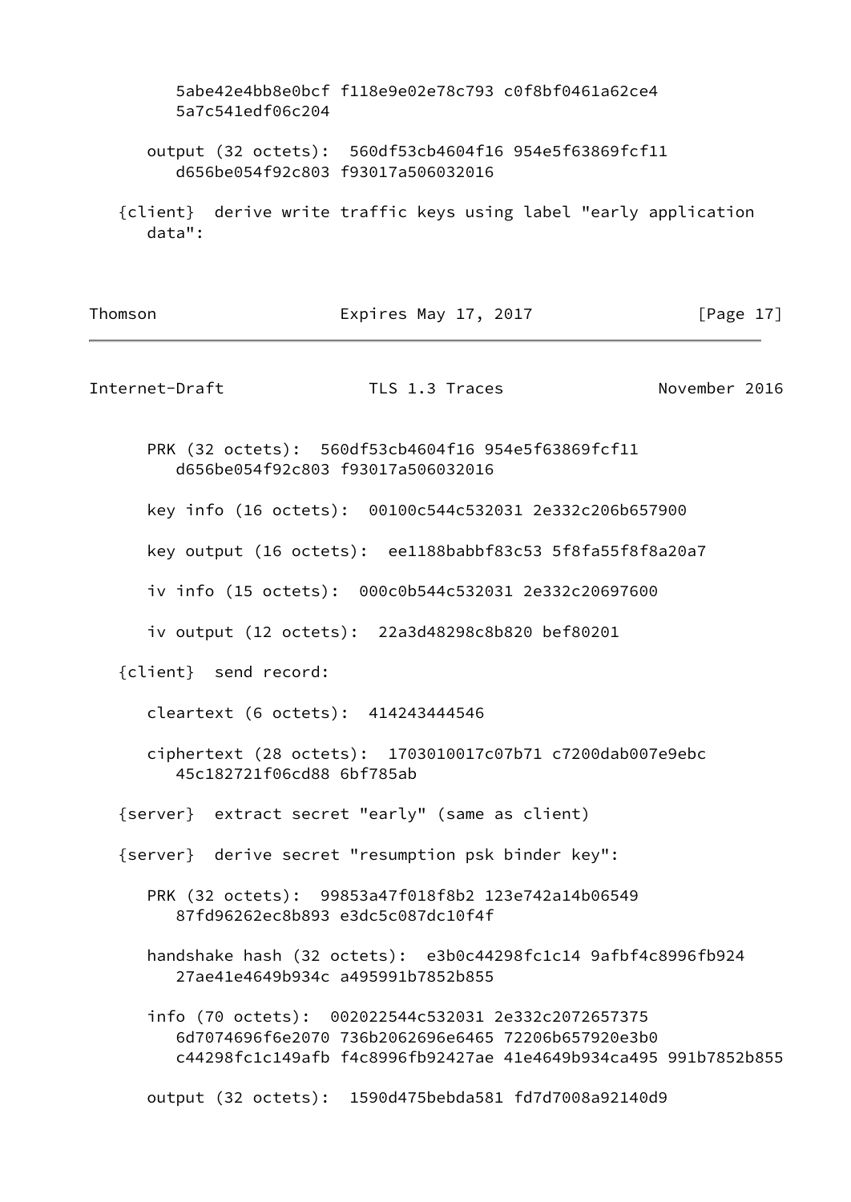```
         5abe42e4bb8e0bcf f118e9e02e78c793 c0f8bf0461a62ce4
         5a7c541edf06c204

      output (32 octets):  560df53cb4604f16 954e5f63869fcf11
         d656be054f92c803 f93017a506032016

   {client}  derive write traffic keys using label "early application
      data":

      PRK (32 octets):  560df53cb4604f16 954e5f63869fcf11
         d656be054f92c803 f93017a506032016

      key info (16 octets):  00100c544c532031 2e332c206b657900

      key output (16 octets):  ee1188babbf83c53 5f8fa55f8f8a20a7

      iv info (15 octets):  000c0b544c532031 2e332c20697600

      iv output (12 octets):  22a3d48298c8b820 bef80201

   {client}  send record:

      cleartext (6 octets):  414243444546

      ciphertext (28 octets):  1703010017c07b71 c7200dab007e9ebc
         45c182721f06cd88 6bf785ab

   {server}  extract secret "early" (same as client)

   {server}  derive secret "resumption psk binder key":

      PRK (32 octets):  99853a47f018f8b2 123e742a14b06549
         87fd96262ec8b893 e3dc5c087dc10f4f

      handshake hash (32 octets):  e3b0c44298fc1c14 9afbf4c8996fb924
         27ae41e4649b934c a495991b7852b855

      info (70 octets):  002022544c532031 2e332c2072657375
         6d7074696f6e2070 736b2062696e6465 72206b657920e3b0
         c44298fc1c149afb f4c8996fb92427ae 41e4649b934ca495 991b7852b855

      output (32 octets):  1590d475bebda581 fd7d7008a92140d9
```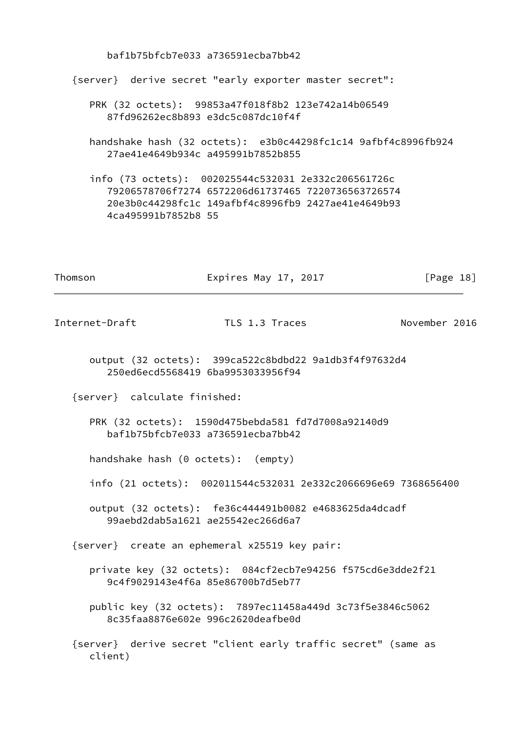```
         baf1b75bfcb7e033 a736591ecba7bb42

   {server}  derive secret "early exporter master secret":

      PRK (32 octets):  99853a47f018f8b2 123e742a14b06549
         87fd96262ec8b893 e3dc5c087dc10f4f

      handshake hash (32 octets):  e3b0c44298fc1c14 9afbf4c8996fb924
         27ae41e4649b934c a495991b7852b855

      info (73 octets):  002025544c532031 2e332c206561726c
         79206578706f7274 6572206d61737465 7220736563726574
         20e3b0c44298fc1c 149afbf4c8996fb9 2427ae41e4649b93
         4ca495991b7852b8 55

      output (32 octets):  399ca522c8bdbd22 9a1db3f4f97632d4
         250ed6ecd5568419 6ba9953033956f94

   {server}  calculate finished:

      PRK (32 octets):  1590d475bebda581 fd7d7008a92140d9
         baf1b75bfcb7e033 a736591ecba7bb42

      handshake hash (0 octets):  (empty)

      info (21 octets):  002011544c532031 2e332c2066696e69 7368656400

      output (32 octets):  fe36c444491b0082 e4683625da4dcadf
         99aebd2dab5a1621 ae25542ec266d6a7

   {server}  create an ephemeral x25519 key pair:

      private key (32 octets):  084cf2ecb7e94256 f575cd6e3dde2f21
         9c4f9029143e4f6a 85e86700b7d5eb77

      public key (32 octets):  7897ec11458a449d 3c73f5e3846c5062
         8c35faa8876e602e 996c2620deafbe0d

   {server}  derive secret "client early traffic secret" (same as
      client)
```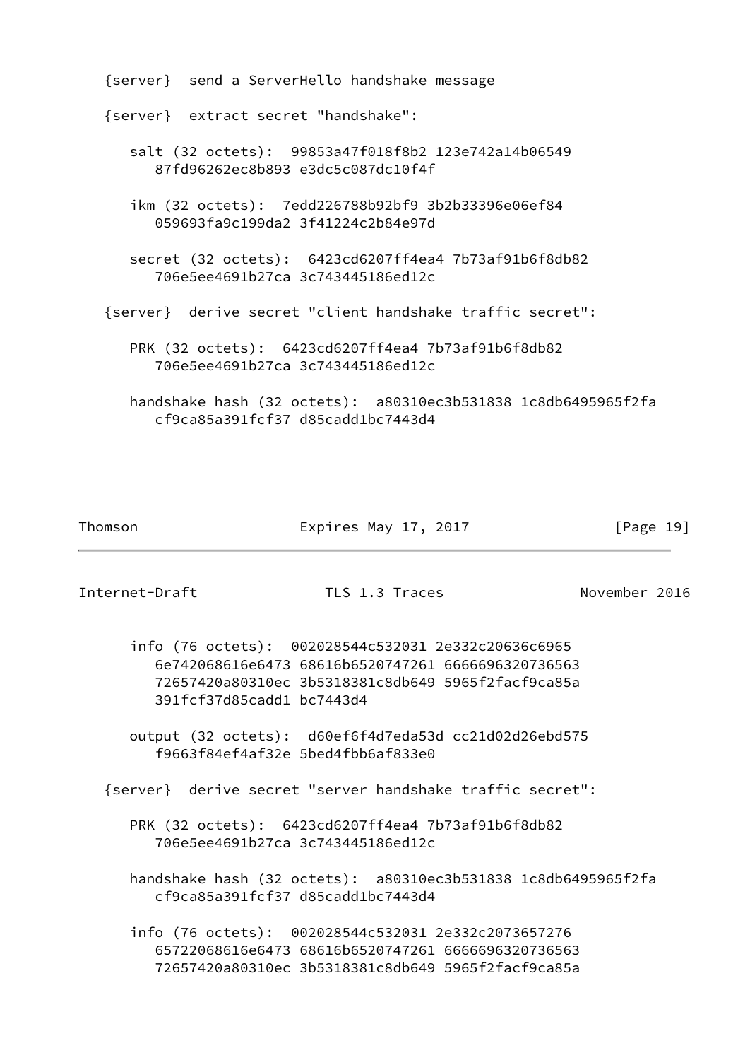```
   {server}  send a ServerHello handshake message

   {server}  extract secret "handshake":

      salt (32 octets):  99853a47f018f8b2 123e742a14b06549
         87fd96262ec8b893 e3dc5c087dc10f4f

      ikm (32 octets):  7edd226788b92bf9 3b2b33396e06ef84
         059693fa9c199da2 3f41224c2b84e97d

      secret (32 octets):  6423cd6207ff4ea4 7b73af91b6f8db82
         706e5ee4691b27ca 3c743445186ed12c

   {server}  derive secret "client handshake traffic secret":

      PRK (32 octets):  6423cd6207ff4ea4 7b73af91b6f8db82
         706e5ee4691b27ca 3c743445186ed12c

      handshake hash (32 octets):  a80310ec3b531838 1c8db6495965f2fa
         cf9ca85a391fcf37 d85cadd1bc7443d4

      info (76 octets):  002028544c532031 2e332c20636c6965
         6e742068616e6473 68616b6520747261 6666696320736563
         72657420a80310ec 3b5318381c8db649 5965f2facf9ca85a
         391fcf37d85cadd1 bc7443d4

      output (32 octets):  d60ef6f4d7eda53d cc21d02d26ebd575
         f9663f84ef4af32e 5bed4fbb6af833e0

   {server}  derive secret "server handshake traffic secret":

      PRK (32 octets):  6423cd6207ff4ea4 7b73af91b6f8db82
         706e5ee4691b27ca 3c743445186ed12c

      handshake hash (32 octets):  a80310ec3b531838 1c8db6495965f2fa
         cf9ca85a391fcf37 d85cadd1bc7443d4

      info (76 octets):  002028544c532031 2e332c2073657276
         65722068616e6473 68616b6520747261 6666696320736563
         72657420a80310ec 3b5318381c8db649 5965f2facf9ca85a
```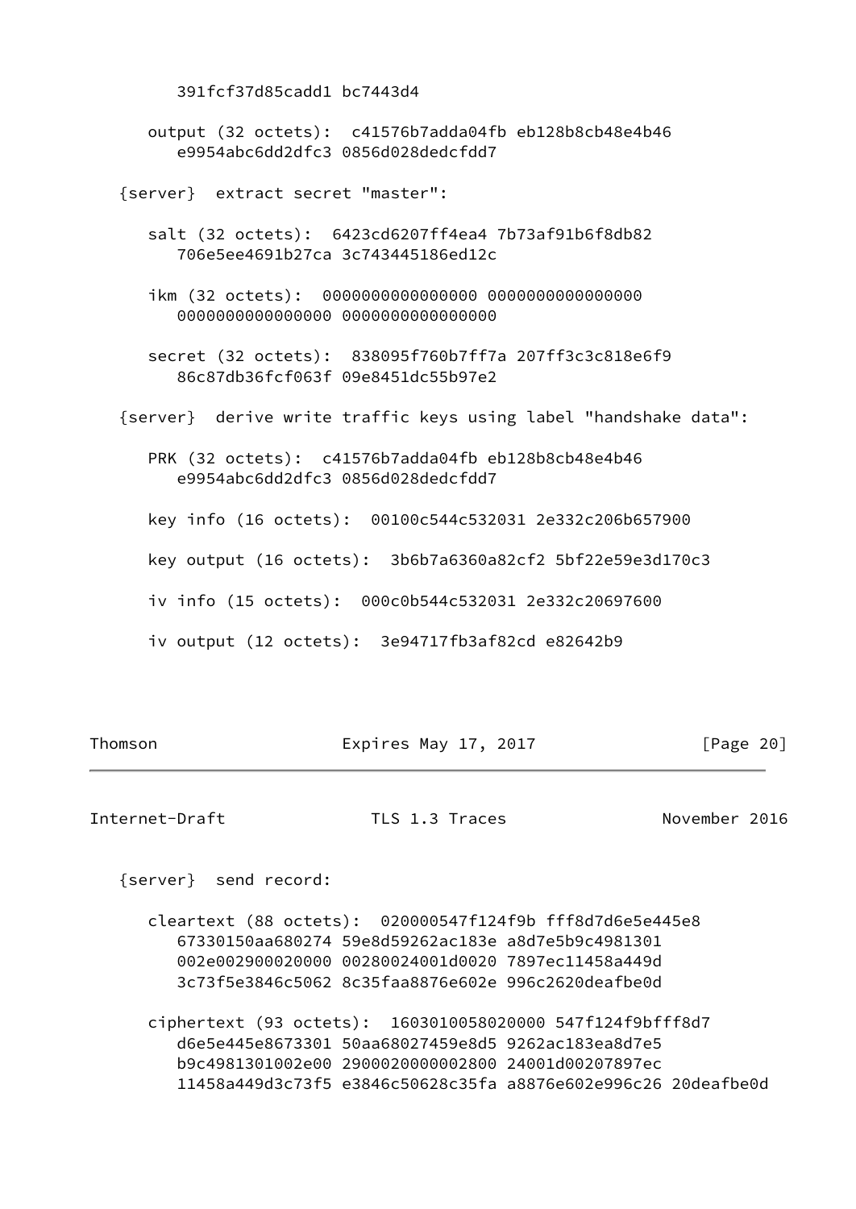```
         391fcf37d85cadd1 bc7443d4

      output (32 octets):  c41576b7adda04fb eb128b8cb48e4b46
         e9954abc6dd2dfc3 0856d028dedcfdd7

   {server}  extract secret "master":

      salt (32 octets):  6423cd6207ff4ea4 7b73af91b6f8db82
         706e5ee4691b27ca 3c743445186ed12c

      ikm (32 octets):  0000000000000000 0000000000000000
         0000000000000000 0000000000000000

      secret (32 octets):  838095f760b7ff7a 207ff3c3c818e6f9
         86c87db36fcf063f 09e8451dc55b97e2

   {server}  derive write traffic keys using label "handshake data":

      PRK (32 octets):  c41576b7adda04fb eb128b8cb48e4b46
         e9954abc6dd2dfc3 0856d028dedcfdd7

      key info (16 octets):  00100c544c532031 2e332c206b657900

      key output (16 octets):  3b6b7a6360a82cf2 5bf22e59e3d170c3

      iv info (15 octets):  000c0b544c532031 2e332c20697600

      iv output (12 octets):  3e94717fb3af82cd e82642b9
```

```
   {server}  send record:

      cleartext (88 octets):  020000547f124f9b fff8d7d6e5e445e8
         67330150aa680274 59e8d59262ac183e a8d7e5b9c4981301
         002e002900020000 00280024001d0020 7897ec11458a449d
         3c73f5e3846c5062 8c35faa8876e602e 996c2620deafbe0d

      ciphertext (93 octets):  1603010058020000 547f124f9bfff8d7
         d6e5e445e8673301 50aa68027459e8d5 9262ac183ea8d7e5
         b9c4981301002e00 2900020000002800 24001d00207897ec
         11458a449d3c73f5 e3846c50628c35fa a8876e602e996c26 20deafbe0d
```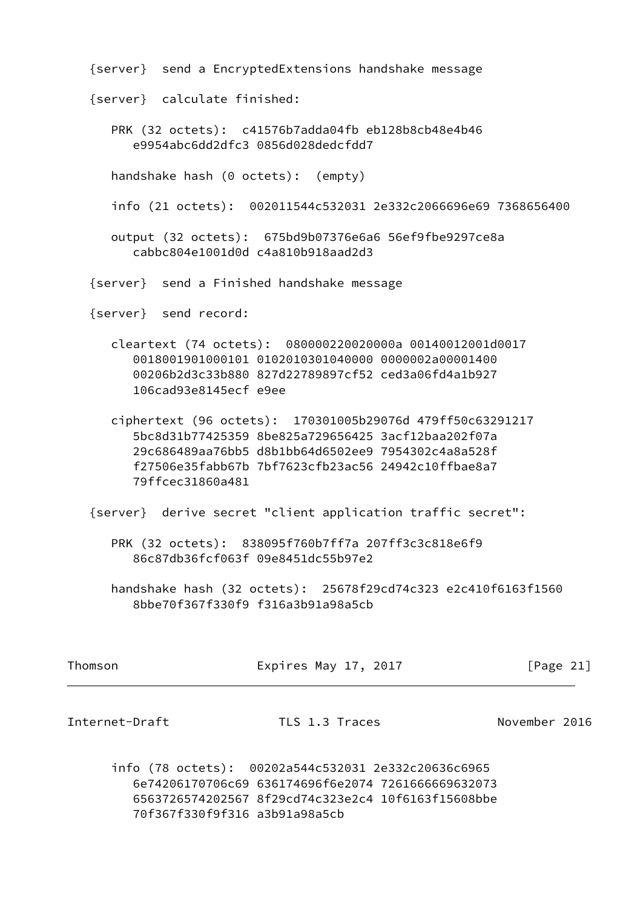```
   {server}  send a EncryptedExtensions handshake message

   {server}  calculate finished:

      PRK (32 octets):  c41576b7adda04fb eb128b8cb48e4b46
         e9954abc6dd2dfc3 0856d028dedcfdd7

      handshake hash (0 octets):  (empty)

      info (21 octets):  002011544c532031 2e332c2066696e69 7368656400

      output (32 octets):  675bd9b07376e6a6 56ef9fbe9297ce8a
         cabbc804e1001d0d c4a810b918aad2d3

   {server}  send a Finished handshake message

   {server}  send record:

      cleartext (74 octets):  080000220020000a 00140012001d0017
         0018001901000101 0102010301040000 0000002a00001400
         00206b2d3c33b880 827d22789897cf52 ced3a06fd4a1b927
         106cad93e8145ecf e9ee

      ciphertext (96 octets):  170301005b29076d 479ff50c63291217
         5bc8d31b77425359 8be825a729656425 3acf12baa202f07a
         29c686489aa76bb5 d8b1bb64d6502ee9 7954302c4a8a528f
         f27506e35fabb67b 7bf7623cfb23ac56 24942c10ffbae8a7
         79ffcec31860a481

   {server}  derive secret "client application traffic secret":

      PRK (32 octets):  838095f760b7ff7a 207ff3c3c818e6f9
         86c87db36fcf063f 09e8451dc55b97e2

      handshake hash (32 octets):  25678f29cd74c323 e2c410f6163f1560
         8bbe70f367f330f9 f316a3b91a98a5cb

      info (78 octets):  00202a544c532031 2e332c20636c6965
         6e74206170706c69 636174696f6e2074 7261666669632073
         6563726574202567 8f29cd74c323e2c4 10f6163f15608bbe
         70f367f330f9f316 a3b91a98a5cb
```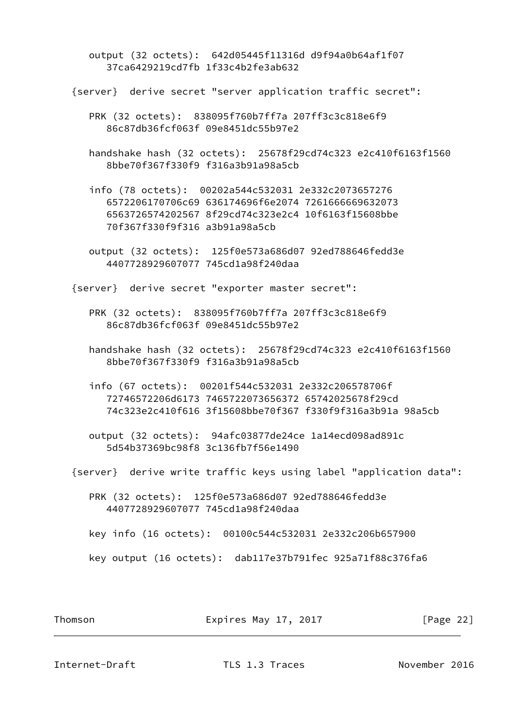```
      output (32 octets):  642d05445f11316d d9f94a0b64af1f07
         37ca6429219cd7fb 1f33c4b2fe3ab632

   {server}  derive secret "server application traffic secret":

      PRK (32 octets):  838095f760b7ff7a 207ff3c3c818e6f9
         86c87db36fcf063f 09e8451dc55b97e2

      handshake hash (32 octets):  25678f29cd74c323 e2c410f6163f1560
         8bbe70f367f330f9 f316a3b91a98a5cb

      info (78 octets):  00202a544c532031 2e332c2073657276
         6572206170706c69 636174696f6e2074 7261666669632073
         6563726574202567 8f29cd74c323e2c4 10f6163f15608bbe
         70f367f330f9f316 a3b91a98a5cb

      output (32 octets):  125f0e573a686d07 92ed788646fedd3e
         4407728929607077 745cd1a98f240daa

   {server}  derive secret "exporter master secret":

      PRK (32 octets):  838095f760b7ff7a 207ff3c3c818e6f9
         86c87db36fcf063f 09e8451dc55b97e2

      handshake hash (32 octets):  25678f29cd74c323 e2c410f6163f1560
         8bbe70f367f330f9 f316a3b91a98a5cb

      info (67 octets):  00201f544c532031 2e332c206578706f
         72746572206d6173 7465722073656372 65742025678f29cd
         74c323e2c410f616 3f15608bbe70f367 f330f9f316a3b91a 98a5cb

      output (32 octets):  94afc03877de24ce 1a14ecd098ad891c
         5d54b37369bc98f8 3c136fb7f56e1490

   {server}  derive write traffic keys using label "application data":

      PRK (32 octets):  125f0e573a686d07 92ed788646fedd3e
         4407728929607077 745cd1a98f240daa

      key info (16 octets):  00100c544c532031 2e332c206b657900

      key output (16 octets):  dab117e37b791fec 925a71f88c376fa6
```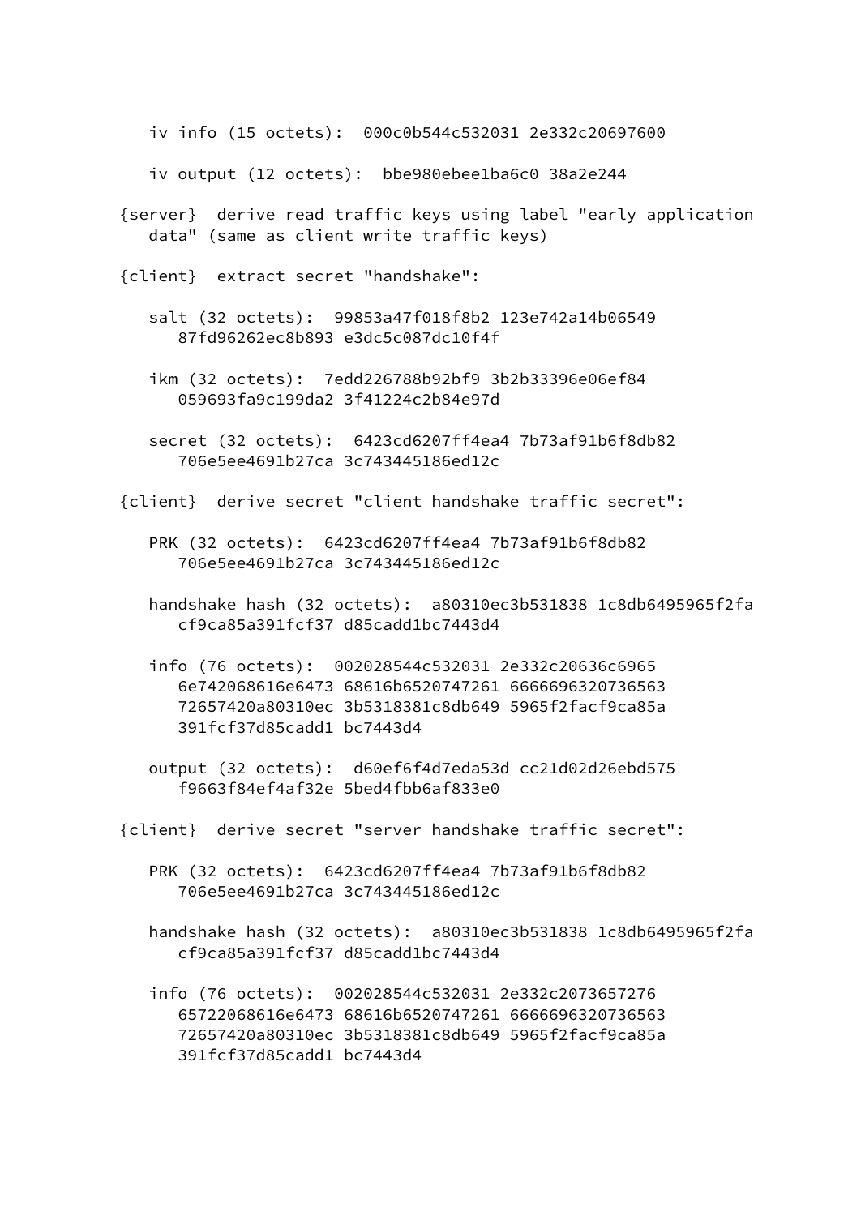```
   iv info (15 octets):  000c0b544c532031 2e332c20697600

   iv output (12 octets):  bbe980ebee1ba6c0 38a2e244

{server}  derive read traffic keys using label "early application
   data" (same as client write traffic keys)

{client}  extract secret "handshake":

   salt (32 octets):  99853a47f018f8b2 123e742a14b06549
      87fd96262ec8b893 e3dc5c087dc10f4f

   ikm (32 octets):  7edd226788b92bf9 3b2b33396e06ef84
      059693fa9c199da2 3f41224c2b84e97d

   secret (32 octets):  6423cd6207ff4ea4 7b73af91b6f8db82
      706e5ee4691b27ca 3c743445186ed12c

{client}  derive secret "client handshake traffic secret":

   PRK (32 octets):  6423cd6207ff4ea4 7b73af91b6f8db82
      706e5ee4691b27ca 3c743445186ed12c

   handshake hash (32 octets):  a80310ec3b531838 1c8db6495965f2fa
      cf9ca85a391fcf37 d85cadd1bc7443d4

   info (76 octets):  002028544c532031 2e332c20636c6965
      6e742068616e6473 68616b6520747261 6666696320736563
      72657420a80310ec 3b5318381c8db649 5965f2facf9ca85a
      391fcf37d85cadd1 bc7443d4

   output (32 octets):  d60ef6f4d7eda53d cc21d02d26ebd575
      f9663f84ef4af32e 5bed4fbb6af833e0

{client}  derive secret "server handshake traffic secret":

   PRK (32 octets):  6423cd6207ff4ea4 7b73af91b6f8db82
      706e5ee4691b27ca 3c743445186ed12c

   handshake hash (32 octets):  a80310ec3b531838 1c8db6495965f2fa
      cf9ca85a391fcf37 d85cadd1bc7443d4

   info (76 octets):  002028544c532031 2e332c2073657276
      65722068616e6473 68616b6520747261 6666696320736563
      72657420a80310ec 3b5318381c8db649 5965f2facf9ca85a
      391fcf37d85cadd1 bc7443d4
```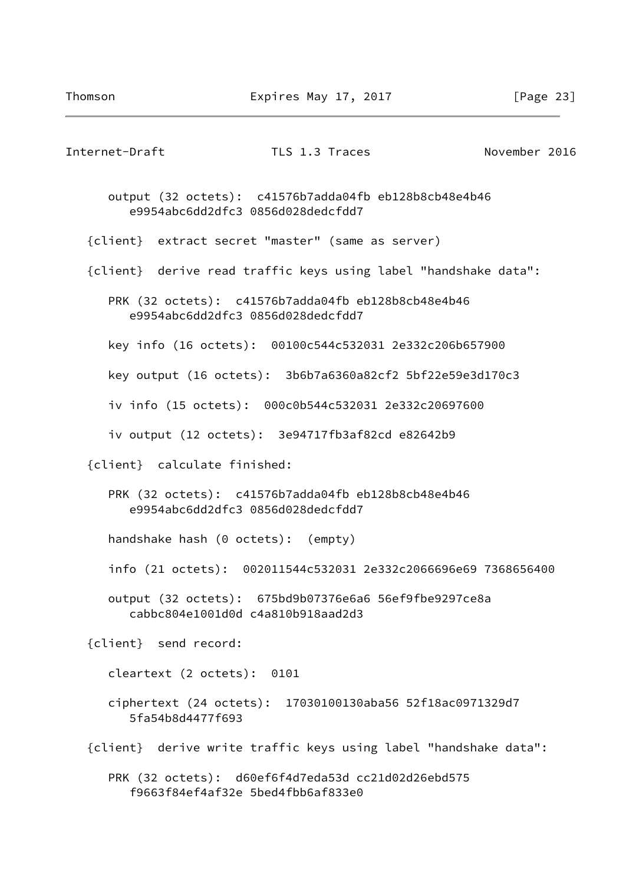```
      output (32 octets):  c41576b7adda04fb eb128b8cb48e4b46
         e9954abc6dd2dfc3 0856d028dedcfdd7

   {client}  extract secret "master" (same as server)

   {client}  derive read traffic keys using label "handshake data":

      PRK (32 octets):  c41576b7adda04fb eb128b8cb48e4b46
         e9954abc6dd2dfc3 0856d028dedcfdd7

      key info (16 octets):  00100c544c532031 2e332c206b657900

      key output (16 octets):  3b6b7a6360a82cf2 5bf22e59e3d170c3

      iv info (15 octets):  000c0b544c532031 2e332c20697600

      iv output (12 octets):  3e94717fb3af82cd e82642b9

   {client}  calculate finished:

      PRK (32 octets):  c41576b7adda04fb eb128b8cb48e4b46
         e9954abc6dd2dfc3 0856d028dedcfdd7

      handshake hash (0 octets):  (empty)

      info (21 octets):  002011544c532031 2e332c2066696e69 7368656400

      output (32 octets):  675bd9b07376e6a6 56ef9fbe9297ce8a
         cabbc804e1001d0d c4a810b918aad2d3

   {client}  send record:

      cleartext (2 octets):  0101

      ciphertext (24 octets):  17030100130aba56 52f18ac0971329d7
         5fa54b8d4477f693

   {client}  derive write traffic keys using label "handshake data":

      PRK (32 octets):  d60ef6f4d7eda53d cc21d02d26ebd575
         f9663f84ef4af32e 5bed4fbb6af833e0
```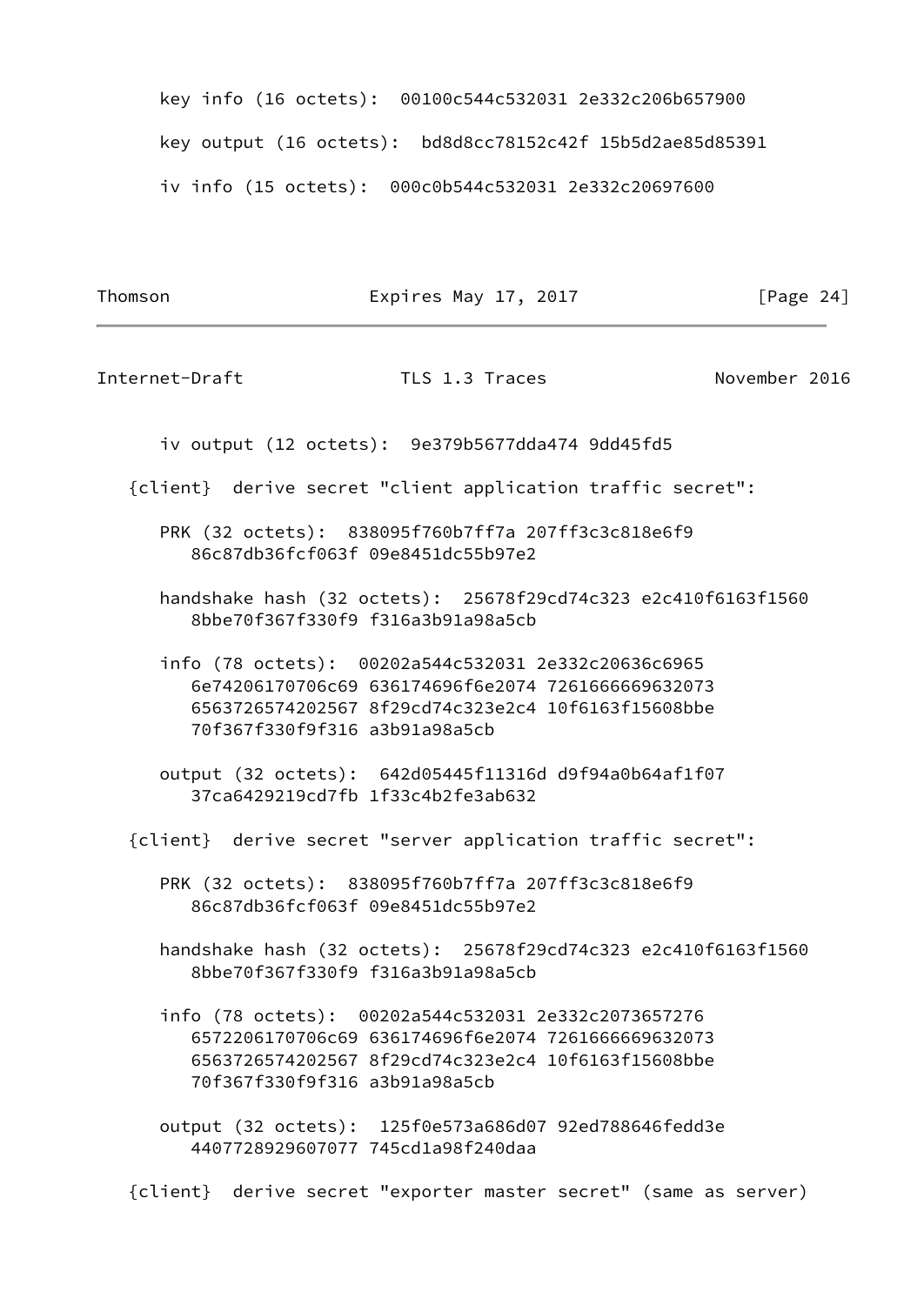```
      key info (16 octets):  00100c544c532031 2e332c206b657900

      key output (16 octets):  bd8d8cc78152c42f 15b5d2ae85d85391

      iv info (15 octets):  000c0b544c532031 2e332c20697600

      iv output (12 octets):  9e379b5677dda474 9dd45fd5

   {client}  derive secret "client application traffic secret":

      PRK (32 octets):  838095f760b7ff7a 207ff3c3c818e6f9
         86c87db36fcf063f 09e8451dc55b97e2

      handshake hash (32 octets):  25678f29cd74c323 e2c410f6163f1560
         8bbe70f367f330f9 f316a3b91a98a5cb

      info (78 octets):  00202a544c532031 2e332c20636c6965
         6e74206170706c69 636174696f6e2074 7261666669632073
         6563726574202567 8f29cd74c323e2c4 10f6163f15608bbe
         70f367f330f9f316 a3b91a98a5cb

      output (32 octets):  642d05445f11316d d9f94a0b64af1f07
         37ca6429219cd7fb 1f33c4b2fe3ab632

   {client}  derive secret "server application traffic secret":

      PRK (32 octets):  838095f760b7ff7a 207ff3c3c818e6f9
         86c87db36fcf063f 09e8451dc55b97e2

      handshake hash (32 octets):  25678f29cd74c323 e2c410f6163f1560
         8bbe70f367f330f9 f316a3b91a98a5cb

      info (78 octets):  00202a544c532031 2e332c2073657276
         6572206170706c69 636174696f6e2074 7261666669632073
         6563726574202567 8f29cd74c323e2c4 10f6163f15608bbe
         70f367f330f9f316 a3b91a98a5cb

      output (32 octets):  125f0e573a686d07 92ed788646fedd3e
         4407728929607077 745cd1a98f240daa

   {client}  derive secret "exporter master secret" (same as server)
```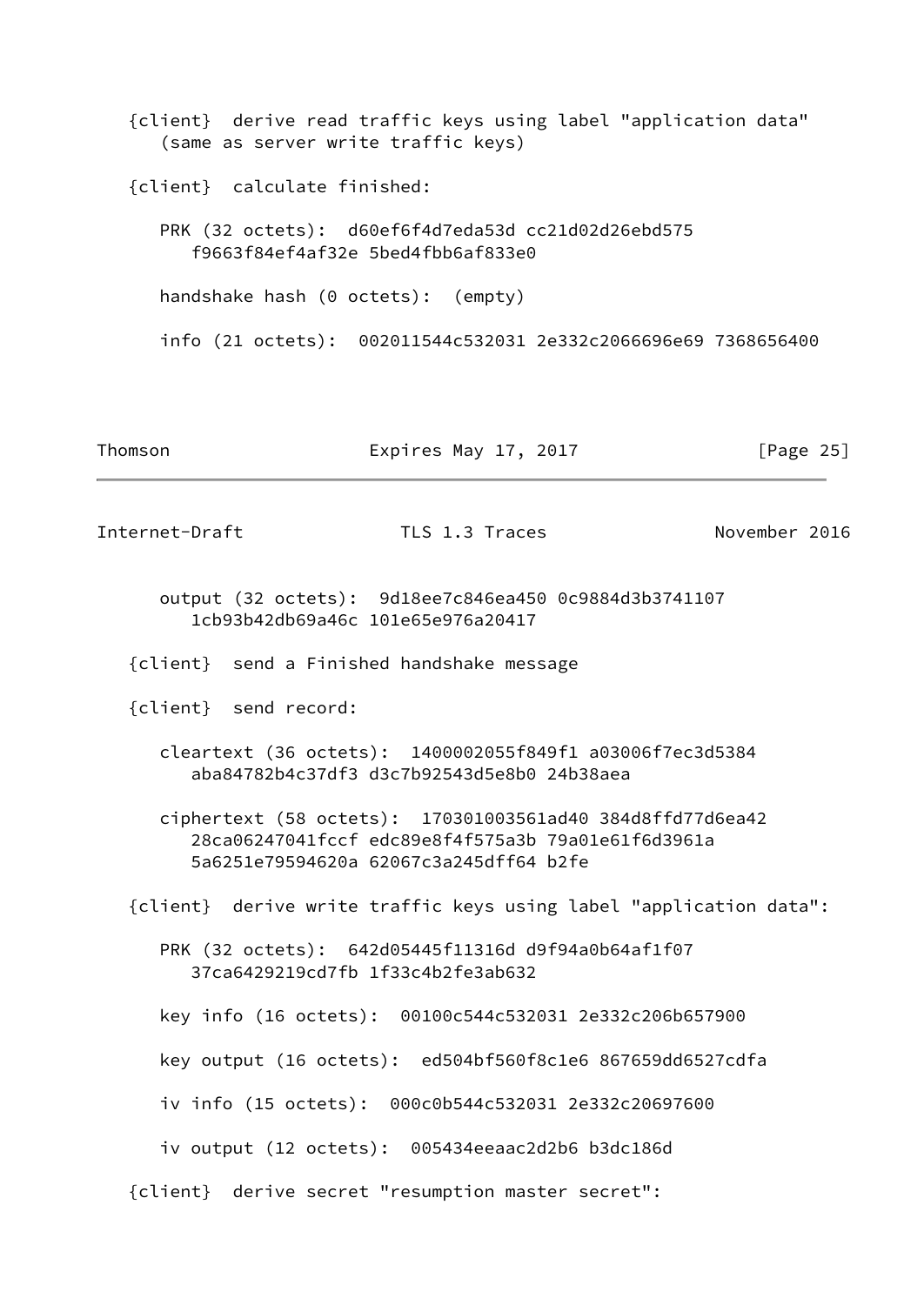```
   {client}  derive read traffic keys using label "application data"
      (same as server write traffic keys)

   {client}  calculate finished:

      PRK (32 octets):  d60ef6f4d7eda53d cc21d02d26ebd575
         f9663f84ef4af32e 5bed4fbb6af833e0

      handshake hash (0 octets):  (empty)

      info (21 octets):  002011544c532031 2e332c2066696e69 7368656400
```

```
      output (32 octets):  9d18ee7c846ea450 0c9884d3b3741107
         1cb93b42db69a46c 101e65e976a20417

   {client}  send a Finished handshake message

   {client}  send record:

      cleartext (36 octets):  1400002055f849f1 a03006f7ec3d5384
         aba84782b4c37df3 d3c7b92543d5e8b0 24b38aea

      ciphertext (58 octets):  170301003561ad40 384d8ffd77d6ea42
         28ca06247041fccf edc89e8f4f575a3b 79a01e61f6d3961a
         5a6251e79594620a 62067c3a245dff64 b2fe

   {client}  derive write traffic keys using label "application data":

      PRK (32 octets):  642d05445f11316d d9f94a0b64af1f07
         37ca6429219cd7fb 1f33c4b2fe3ab632

      key info (16 octets):  00100c544c532031 2e332c206b657900

      key output (16 octets):  ed504bf560f8c1e6 867659dd6527cdfa

      iv info (15 octets):  000c0b544c532031 2e332c20697600

      iv output (12 octets):  005434eeaac2d2b6 b3dc186d

   {client}  derive secret "resumption master secret":
```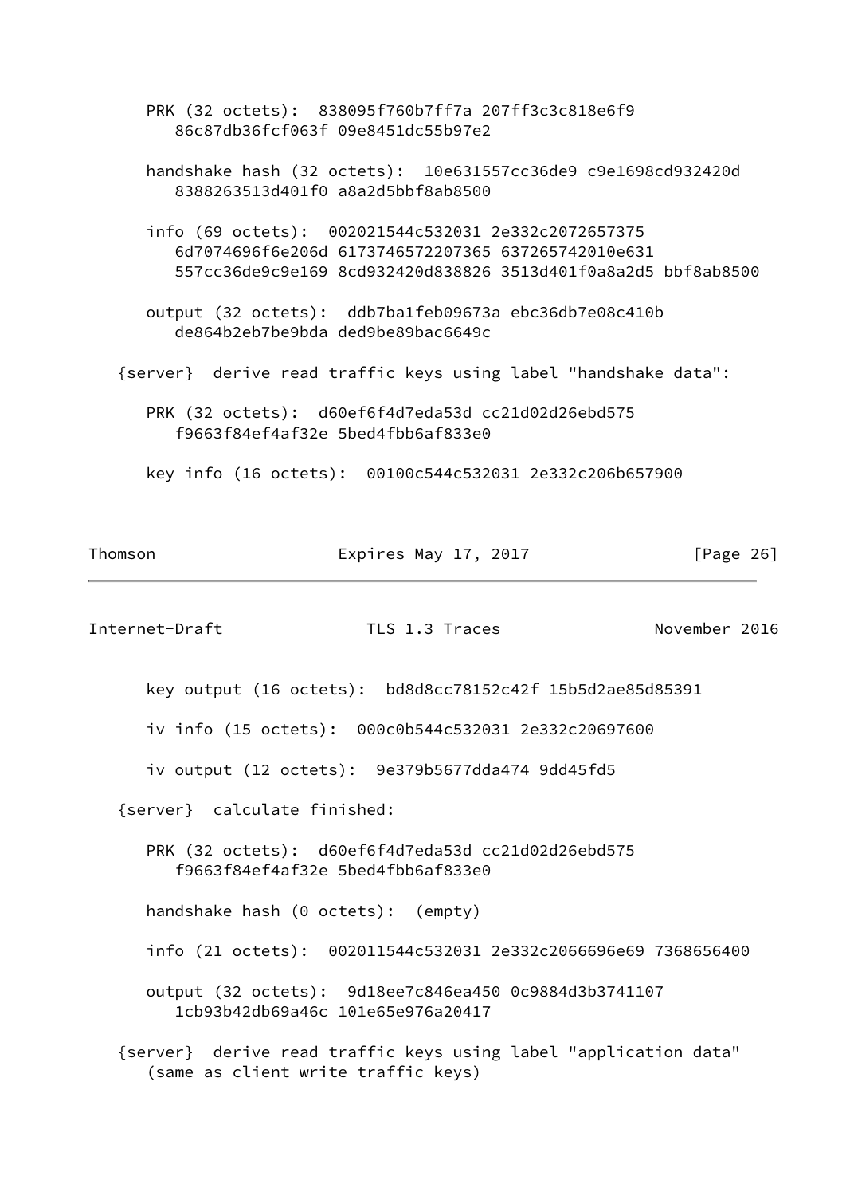```
      PRK (32 octets):  838095f760b7ff7a 207ff3c3c818e6f9
         86c87db36fcf063f 09e8451dc55b97e2

      handshake hash (32 octets):  10e631557cc36de9 c9e1698cd932420d
         8388263513d401f0 a8a2d5bbf8ab8500

      info (69 octets):  002021544c532031 2e332c2072657375
         6d7074696f6e206d 6173746572207365 637265742010e631
         557cc36de9c9e169 8cd932420d838826 3513d401f0a8a2d5 bbf8ab8500

      output (32 octets):  ddb7ba1feb09673a ebc36db7e08c410b
         de864b2eb7be9bda ded9be89bac6649c

   {server}  derive read traffic keys using label "handshake data":

      PRK (32 octets):  d60ef6f4d7eda53d cc21d02d26ebd575
         f9663f84ef4af32e 5bed4fbb6af833e0

      key info (16 octets):  00100c544c532031 2e332c206b657900

      key output (16 octets):  bd8d8cc78152c42f 15b5d2ae85d85391

      iv info (15 octets):  000c0b544c532031 2e332c20697600

      iv output (12 octets):  9e379b5677dda474 9dd45fd5

   {server}  calculate finished:

      PRK (32 octets):  d60ef6f4d7eda53d cc21d02d26ebd575
         f9663f84ef4af32e 5bed4fbb6af833e0

      handshake hash (0 octets):  (empty)

      info (21 octets):  002011544c532031 2e332c2066696e69 7368656400

      output (32 octets):  9d18ee7c846ea450 0c9884d3b3741107
         1cb93b42db69a46c 101e65e976a20417

   {server}  derive read traffic keys using label "application data"
      (same as client write traffic keys)
```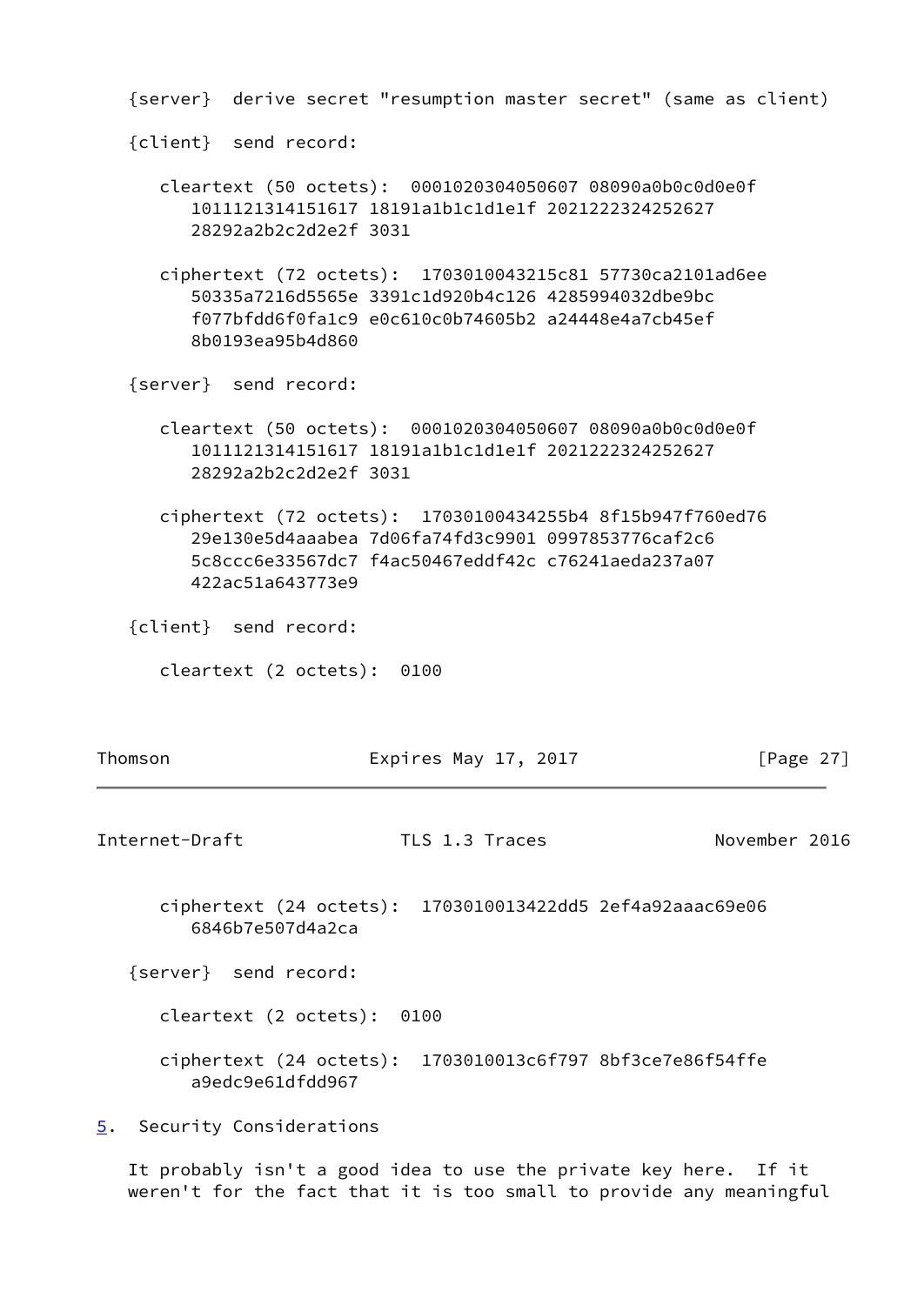```
   {server}  derive secret "resumption master secret" (same as client)

   {client}  send record:

      cleartext (50 octets):  0001020304050607 08090a0b0c0d0e0f
         1011121314151617 18191a1b1c1d1e1f 2021222324252627
         28292a2b2c2d2e2f 3031

      ciphertext (72 octets):  1703010043215c81 57730ca2101ad6ee
         50335a7216d5565e 3391c1d920b4c126 4285994032dbe9bc
         f077bfdd6f0fa1c9 e0c610c0b74605b2 a24448e4a7cb45ef
         8b0193ea95b4d860

   {server}  send record:

      cleartext (50 octets):  0001020304050607 08090a0b0c0d0e0f
         1011121314151617 18191a1b1c1d1e1f 2021222324252627
         28292a2b2c2d2e2f 3031

      ciphertext (72 octets):  17030100434255b4 8f15b947f760ed76
         29e130e5d4aaabea 7d06fa74fd3c9901 0997853776caf2c6
         5c8ccc6e33567dc7 f4ac50467eddf42c c76241aeda237a07
         422ac51a643773e9

   {client}  send record:

      cleartext (2 octets):  0100

      ciphertext (24 octets):  1703010013422dd5 2ef4a92aaac69e06
         6846b7e507d4a2ca

   {server}  send record:

      cleartext (2 octets):  0100

      ciphertext (24 octets):  1703010013c6f797 8bf3ce7e86f54ffe
         a9edc9e61dfdd967
```

## 5. Security Considerations

It probably isn't a good idea to use the private key here. If it weren't for the fact that it is too small to provide any meaningful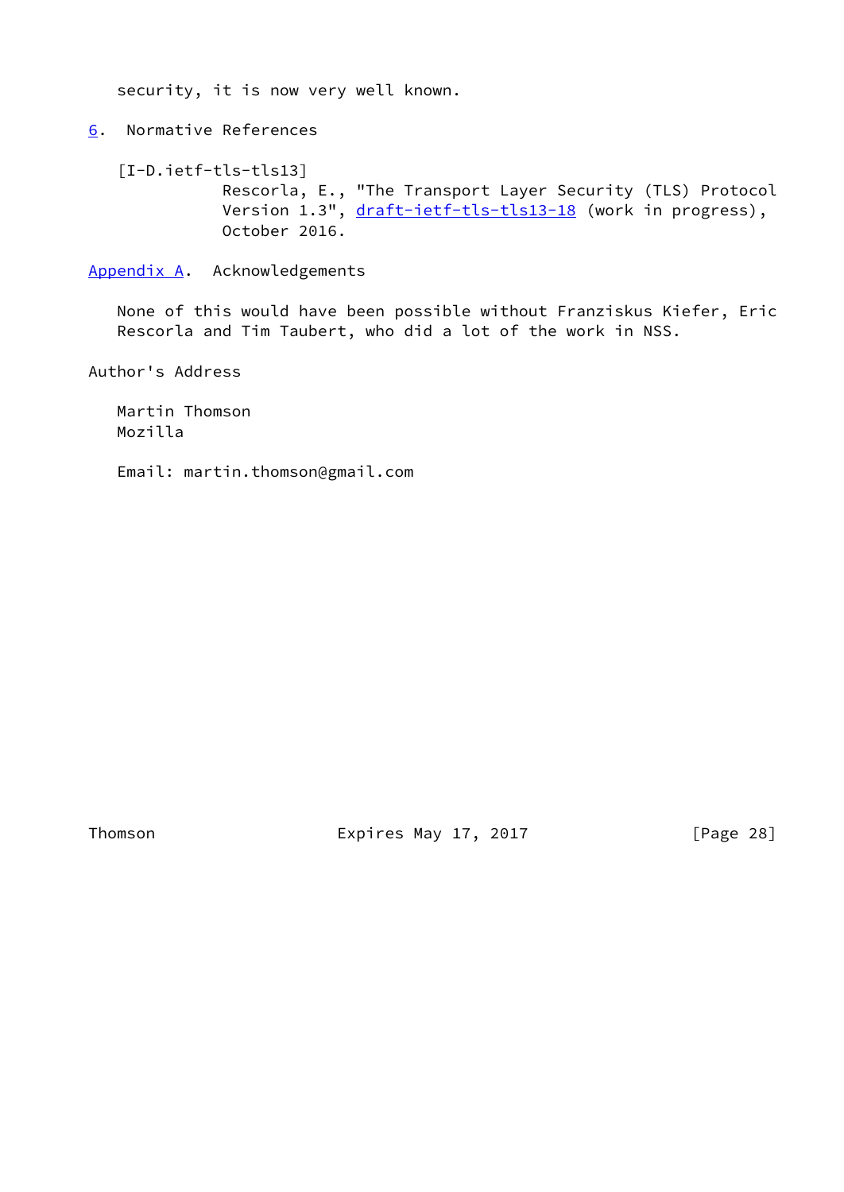security, it is now very well known.

## 6. Normative References

[I-D.ietf-tls-tls13]
Rescorla, E., "The Transport Layer Security (TLS) Protocol Version 1.3", draft-ietf-tls-tls13-18 (work in progress), October 2016.

## Appendix A. Acknowledgements

None of this would have been possible without Franziskus Kiefer, Eric Rescorla and Tim Taubert, who did a lot of the work in NSS.

## Author's Address

Martin Thomson
Mozilla

Email: martin.thomson@gmail.com